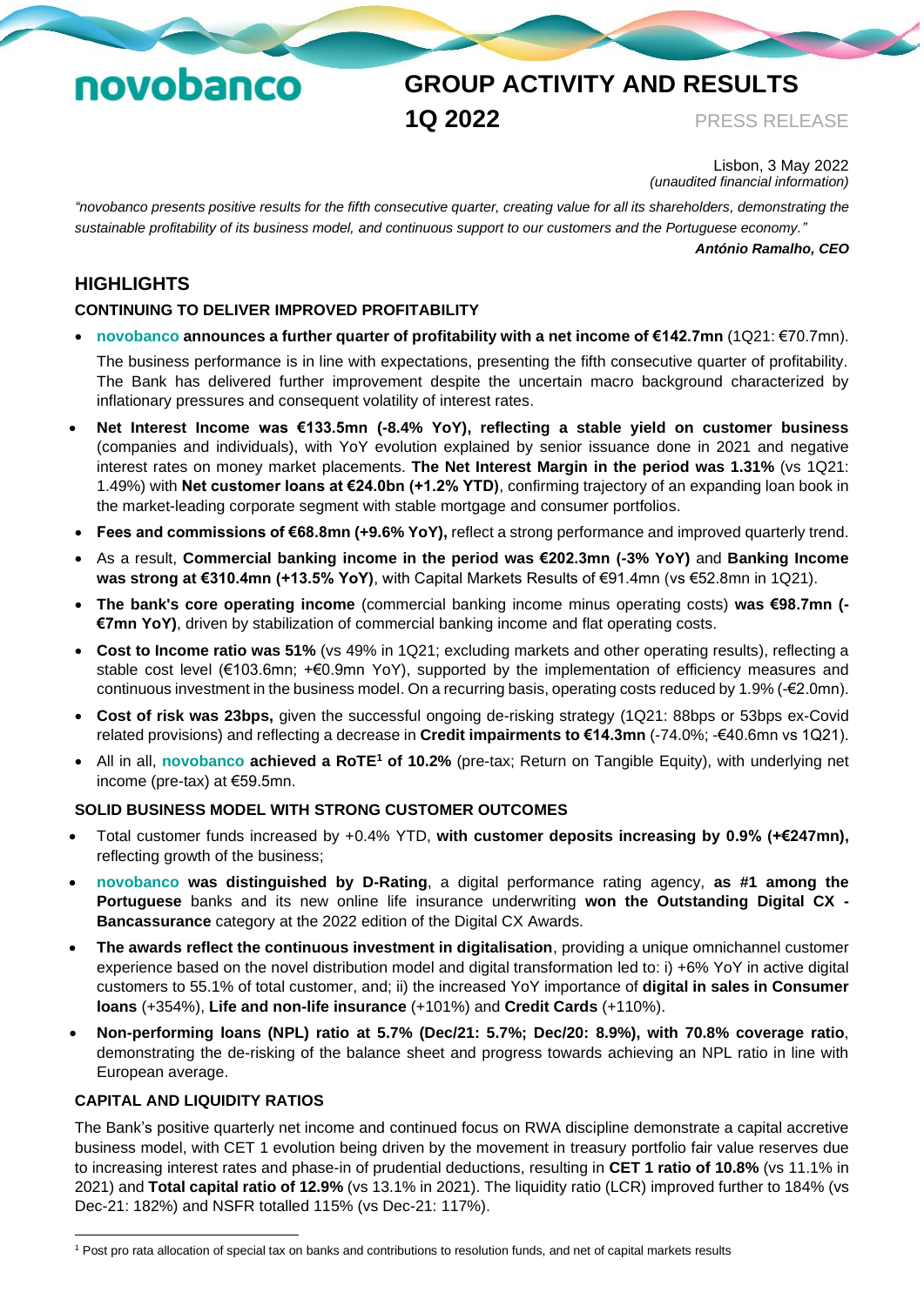**novobanco**

# GROUP ACTIVITY AND RESULTS 1Q 2022

PRESS RELEASE

Lisbon, 3 May 2022
*(unaudited financial information)*

*"novobanco presents positive results for the fifth consecutive quarter, creating value for all its shareholders, demonstrating the sustainable profitability of its business model, and continuous support to our customers and the Portuguese economy."*

***António Ramalho, CEO***

## HIGHLIGHTS

### CONTINUING TO DELIVER IMPROVED PROFITABILITY

- **novobanco announces a further quarter of profitability with a net income of €142.7mn** (1Q21: €70.7mn).

  The business performance is in line with expectations, presenting the fifth consecutive quarter of profitability. The Bank has delivered further improvement despite the uncertain macro background characterized by inflationary pressures and consequent volatility of interest rates.

- **Net Interest Income was €133.5mn (-8.4% YoY), reflecting a stable yield on customer business** (companies and individuals), with YoY evolution explained by senior issuance done in 2021 and negative interest rates on money market placements. **The Net Interest Margin in the period was 1.31%** (vs 1Q21: 1.49%) with **Net customer loans at €24.0bn (+1.2% YTD)**, confirming trajectory of an expanding loan book in the market-leading corporate segment with stable mortgage and consumer portfolios.
- **Fees and commissions of €68.8mn (+9.6% YoY),** reflect a strong performance and improved quarterly trend.
- As a result, **Commercial banking income in the period was €202.3mn (-3% YoY)** and **Banking Income was strong at €310.4mn (+13.5% YoY)**, with Capital Markets Results of €91.4mn (vs €52.8mn in 1Q21).
- **The bank's core operating income** (commercial banking income minus operating costs) **was €98.7mn (-€7mn YoY)**, driven by stabilization of commercial banking income and flat operating costs.
- **Cost to Income ratio was 51%** (vs 49% in 1Q21; excluding markets and other operating results), reflecting a stable cost level (€103.6mn; +€0.9mn YoY), supported by the implementation of efficiency measures and continuous investment in the business model. On a recurring basis, operating costs reduced by 1.9% (-€2.0mn).
- **Cost of risk was 23bps,** given the successful ongoing de-risking strategy (1Q21: 88bps or 53bps ex-Covid related provisions) and reflecting a decrease in **Credit impairments to €14.3mn** (-74.0%; -€40.6mn vs 1Q21).
- All in all, **novobanco achieved a RoTE[1] of 10.2%** (pre-tax; Return on Tangible Equity), with underlying net income (pre-tax) at €59.5mn.

### SOLID BUSINESS MODEL WITH STRONG CUSTOMER OUTCOMES

- Total customer funds increased by +0.4% YTD, **with customer deposits increasing by 0.9% (+€247mn),** reflecting growth of the business;
- **novobanco was distinguished by D-Rating**, a digital performance rating agency, **as #1 among the Portuguese** banks and its new online life insurance underwriting **won the Outstanding Digital CX - Bancassurance** category at the 2022 edition of the Digital CX Awards.
- **The awards reflect the continuous investment in digitalisation**, providing a unique omnichannel customer experience based on the novel distribution model and digital transformation led to: i) +6% YoY in active digital customers to 55.1% of total customer, and; ii) the increased YoY importance of **digital in sales in Consumer loans** (+354%), **Life and non-life insurance** (+101%) and **Credit Cards** (+110%).
- **Non-performing loans (NPL) ratio at 5.7% (Dec/21: 5.7%; Dec/20: 8.9%), with 70.8% coverage ratio**, demonstrating the de-risking of the balance sheet and progress towards achieving an NPL ratio in line with European average.

### CAPITAL AND LIQUIDITY RATIOS

The Bank's positive quarterly net income and continued focus on RWA discipline demonstrate a capital accretive business model, with CET 1 evolution being driven by the movement in treasury portfolio fair value reserves due to increasing interest rates and phase-in of prudential deductions, resulting in **CET 1 ratio of 10.8%** (vs 11.1% in 2021) and **Total capital ratio of 12.9%** (vs 13.1% in 2021). The liquidity ratio (LCR) improved further to 184% (vs Dec-21: 182%) and NSFR totalled 115% (vs Dec-21: 117%).

---

[1] Post pro rata allocation of special tax on banks and contributions to resolution funds, and net of capital markets results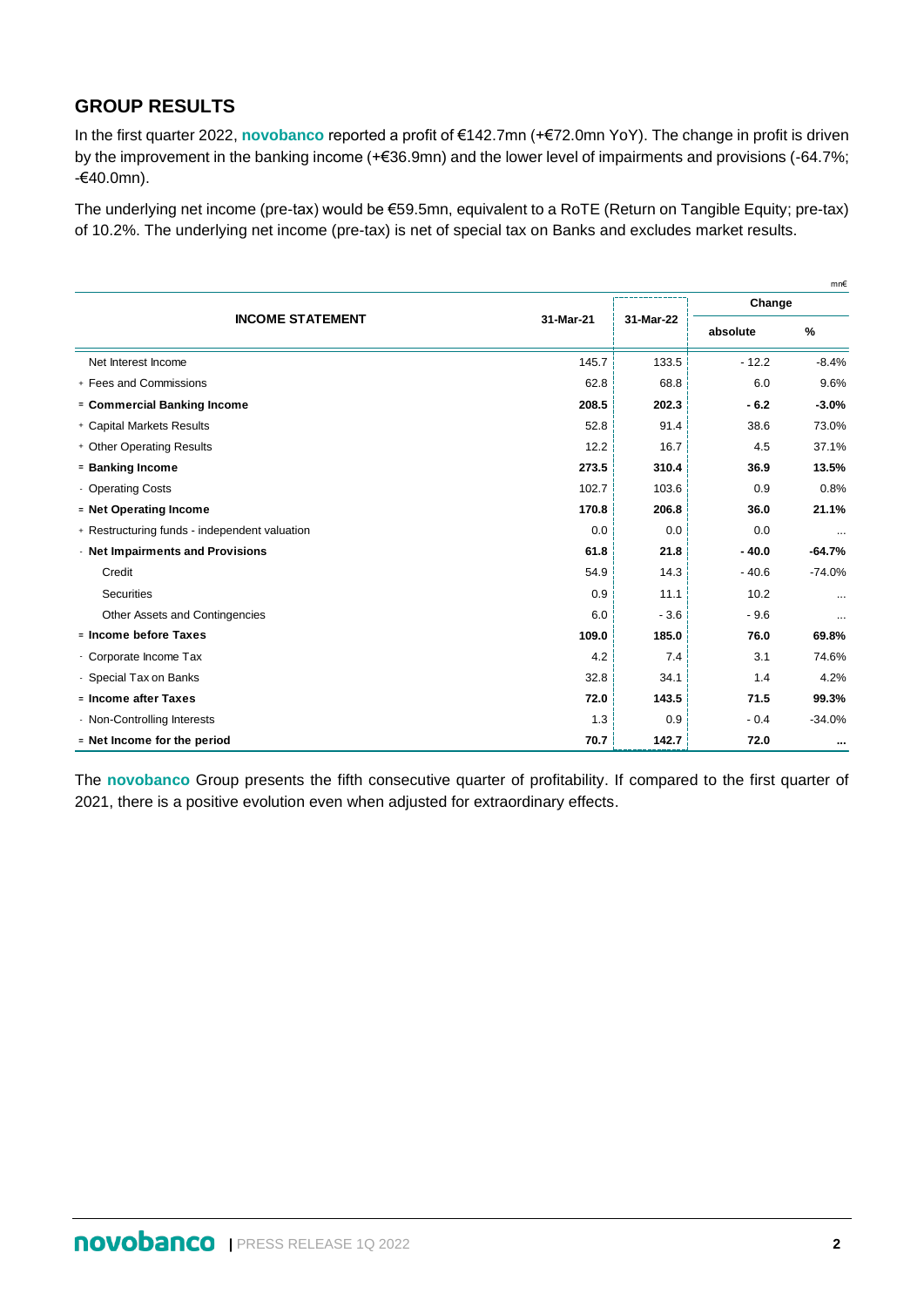## GROUP RESULTS

In the first quarter 2022, **novobanco** reported a profit of €142.7mn (+€72.0mn YoY). The change in profit is driven by the improvement in the banking income (+€36.9mn) and the lower level of impairments and provisions (-64.7%; -€40.0mn).

The underlying net income (pre-tax) would be €59.5mn, equivalent to a RoTE (Return on Tangible Equity; pre-tax) of 10.2%. The underlying net income (pre-tax) is net of special tax on Banks and excludes market results.

mn€

| INCOME STATEMENT | 31-Mar-21 | 31-Mar-22 | Change | |
|---|---|---|---|---|
| | | | absolute | % |
| Net Interest Income | 145.7 | 133.5 | - 12.2 | -8.4% |
| + Fees and Commissions | 62.8 | 68.8 | 6.0 | 9.6% |
| **= Commercial Banking Income** | **208.5** | **202.3** | **- 6.2** | **-3.0%** |
| + Capital Markets Results | 52.8 | 91.4 | 38.6 | 73.0% |
| + Other Operating Results | 12.2 | 16.7 | 4.5 | 37.1% |
| **= Banking Income** | **273.5** | **310.4** | **36.9** | **13.5%** |
| - Operating Costs | 102.7 | 103.6 | 0.9 | 0.8% |
| **= Net Operating Income** | **170.8** | **206.8** | **36.0** | **21.1%** |
| + Restructuring funds - independent valuation | 0.0 | 0.0 | 0.0 | ... |
| **- Net Impairments and Provisions** | **61.8** | **21.8** | **- 40.0** | **-64.7%** |
| Credit | 54.9 | 14.3 | - 40.6 | -74.0% |
| Securities | 0.9 | 11.1 | 10.2 | ... |
| Other Assets and Contingencies | 6.0 | - 3.6 | - 9.6 | ... |
| **= Income before Taxes** | **109.0** | **185.0** | **76.0** | **69.8%** |
| - Corporate Income Tax | 4.2 | 7.4 | 3.1 | 74.6% |
| - Special Tax on Banks | 32.8 | 34.1 | 1.4 | 4.2% |
| **= Income after Taxes** | **72.0** | **143.5** | **71.5** | **99.3%** |
| - Non-Controlling Interests | 1.3 | 0.9 | - 0.4 | -34.0% |
| **= Net Income for the period** | **70.7** | **142.7** | **72.0** | **...** |

The **novobanco** Group presents the fifth consecutive quarter of profitability. If compared to the first quarter of 2021, there is a positive evolution even when adjusted for extraordinary effects.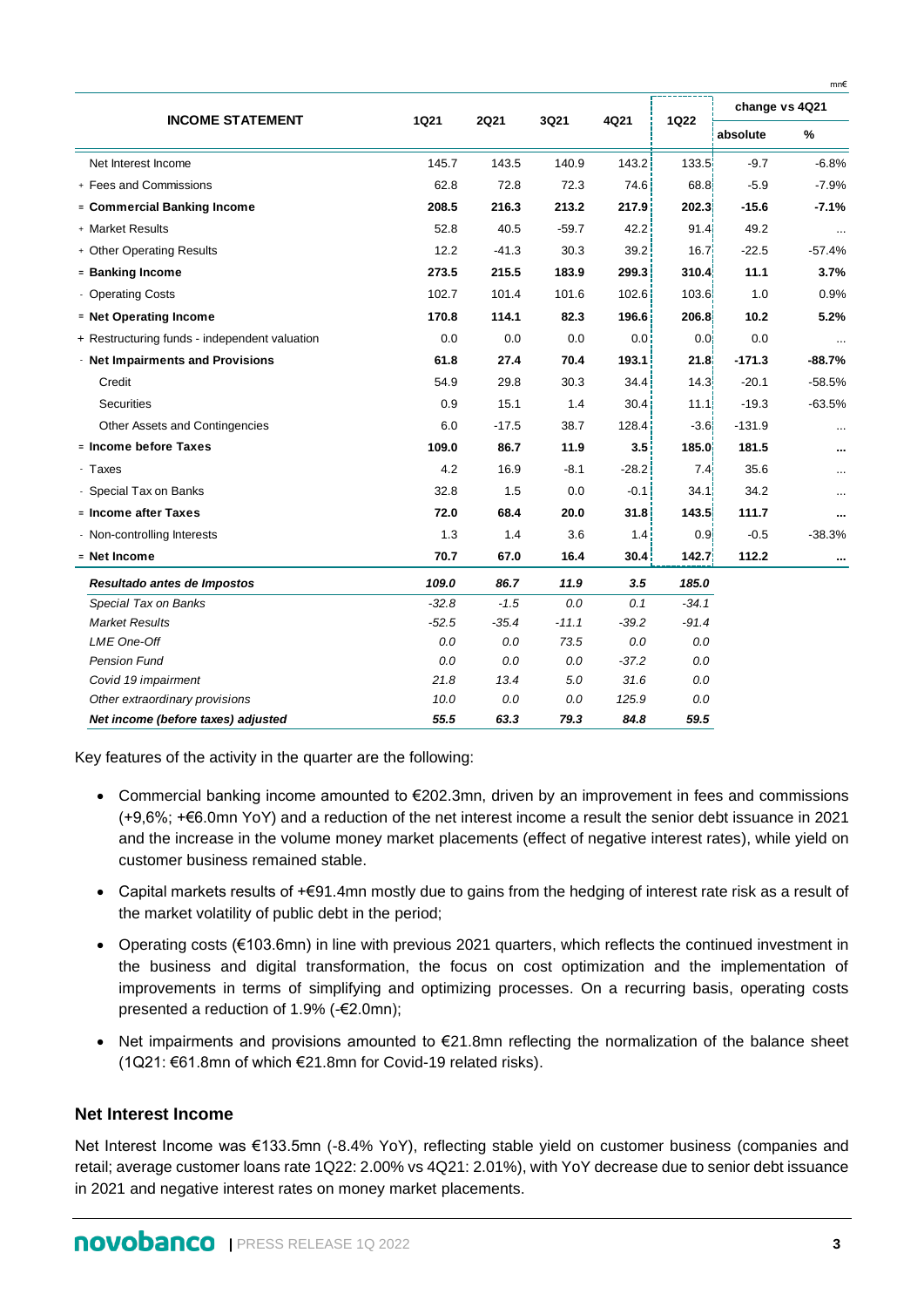mn€

| INCOME STATEMENT | 1Q21 | 2Q21 | 3Q21 | 4Q21 | 1Q22 | change vs 4Q21 | |
|---|---|---|---|---|---|---|---|
| | | | | | | absolute | % |
| Net Interest Income | 145.7 | 143.5 | 140.9 | 143.2 | 133.5 | -9.7 | -6.8% |
| + Fees and Commissions | 62.8 | 72.8 | 72.3 | 74.6 | 68.8 | -5.9 | -7.9% |
| **= Commercial Banking Income** | **208.5** | **216.3** | **213.2** | **217.9** | **202.3** | **-15.6** | **-7.1%** |
| + Market Results | 52.8 | 40.5 | -59.7 | 42.2 | 91.4 | 49.2 | ... |
| + Other Operating Results | 12.2 | -41.3 | 30.3 | 39.2 | 16.7 | -22.5 | -57.4% |
| **= Banking Income** | **273.5** | **215.5** | **183.9** | **299.3** | **310.4** | **11.1** | **3.7%** |
| - Operating Costs | 102.7 | 101.4 | 101.6 | 102.6 | 103.6 | 1.0 | 0.9% |
| **= Net Operating Income** | **170.8** | **114.1** | **82.3** | **196.6** | **206.8** | **10.2** | **5.2%** |
| + Restructuring funds - independent valuation | 0.0 | 0.0 | 0.0 | 0.0 | 0.0 | 0.0 | ... |
| **- Net Impairments and Provisions** | **61.8** | **27.4** | **70.4** | **193.1** | **21.8** | **-171.3** | **-88.7%** |
| Credit | 54.9 | 29.8 | 30.3 | 34.4 | 14.3 | -20.1 | -58.5% |
| Securities | 0.9 | 15.1 | 1.4 | 30.4 | 11.1 | -19.3 | -63.5% |
| Other Assets and Contingencies | 6.0 | -17.5 | 38.7 | 128.4 | -3.6 | -131.9 | ... |
| **= Income before Taxes** | **109.0** | **86.7** | **11.9** | **3.5** | **185.0** | **181.5** | **...** |
| - Taxes | 4.2 | 16.9 | -8.1 | -28.2 | 7.4 | 35.6 | ... |
| - Special Tax on Banks | 32.8 | 1.5 | 0.0 | -0.1 | 34.1 | 34.2 | ... |
| **= Income after Taxes** | **72.0** | **68.4** | **20.0** | **31.8** | **143.5** | **111.7** | **...** |
| - Non-controlling Interests | 1.3 | 1.4 | 3.6 | 1.4 | 0.9 | -0.5 | -38.3% |
| **= Net Income** | **70.7** | **67.0** | **16.4** | **30.4** | **142.7** | **112.2** | **...** |
| ***Resultado antes de Impostos*** | ***109.0*** | ***86.7*** | ***11.9*** | ***3.5*** | ***185.0*** | | |
| *Special Tax on Banks* | *-32.8* | *-1.5* | *0.0* | *0.1* | *-34.1* | | |
| *Market Results* | *-52.5* | *-35.4* | *-11.1* | *-39.2* | *-91.4* | | |
| *LME One-Off* | *0.0* | *0.0* | *73.5* | *0.0* | *0.0* | | |
| *Pension Fund* | *0.0* | *0.0* | *0.0* | *-37.2* | *0.0* | | |
| *Covid 19 impairment* | *21.8* | *13.4* | *5.0* | *31.6* | *0.0* | | |
| *Other extraordinary provisions* | *10.0* | *0.0* | *0.0* | *125.9* | *0.0* | | |
| ***Net income (before taxes) adjusted*** | ***55.5*** | ***63.3*** | ***79.3*** | ***84.8*** | ***59.5*** | | |

Key features of the activity in the quarter are the following:

- Commercial banking income amounted to €202.3mn, driven by an improvement in fees and commissions (+9,6%; +€6.0mn YoY) and a reduction of the net interest income a result the senior debt issuance in 2021 and the increase in the volume money market placements (effect of negative interest rates), while yield on customer business remained stable.
- Capital markets results of +€91.4mn mostly due to gains from the hedging of interest rate risk as a result of the market volatility of public debt in the period;
- Operating costs (€103.6mn) in line with previous 2021 quarters, which reflects the continued investment in the business and digital transformation, the focus on cost optimization and the implementation of improvements in terms of simplifying and optimizing processes. On a recurring basis, operating costs presented a reduction of 1.9% (-€2.0mn);
- Net impairments and provisions amounted to €21.8mn reflecting the normalization of the balance sheet (1Q21: €61.8mn of which €21.8mn for Covid-19 related risks).

## Net Interest Income

Net Interest Income was €133.5mn (-8.4% YoY), reflecting stable yield on customer business (companies and retail; average customer loans rate 1Q22: 2.00% vs 4Q21: 2.01%), with YoY decrease due to senior debt issuance in 2021 and negative interest rates on money market placements.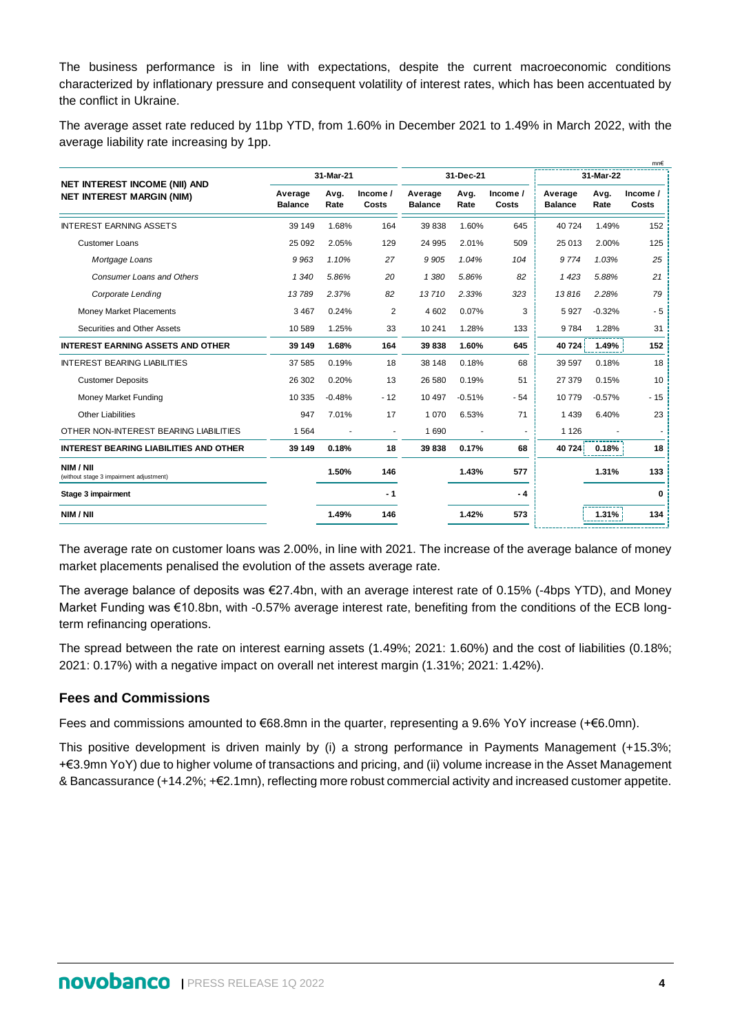The business performance is in line with expectations, despite the current macroeconomic conditions characterized by inflationary pressure and consequent volatility of interest rates, which has been accentuated by the conflict in Ukraine.

The average asset rate reduced by 11bp YTD, from 1.60% in December 2021 to 1.49% in March 2022, with the average liability rate increasing by 1pp.

mn€

| NET INTEREST INCOME (NII) AND NET INTEREST MARGIN (NIM) | 31-Mar-21 | | | 31-Dec-21 | | | 31-Mar-22 | | |
|---|---|---|---|---|---|---|---|---|---|
| | Average Balance | Avg. Rate | Income / Costs | Average Balance | Avg. Rate | Income / Costs | Average Balance | Avg. Rate | Income / Costs |
| INTEREST EARNING ASSETS | 39 149 | 1.68% | 164 | 39 838 | 1.60% | 645 | 40 724 | 1.49% | 152 |
| Customer Loans | 25 092 | 2.05% | 129 | 24 995 | 2.01% | 509 | 25 013 | 2.00% | 125 |
| *Mortgage Loans* | *9 963* | *1.10%* | *27* | *9 905* | *1.04%* | *104* | *9 774* | *1.03%* | *25* |
| *Consumer Loans and Others* | *1 340* | *5.86%* | *20* | *1 380* | *5.86%* | *82* | *1 423* | *5.88%* | *21* |
| *Corporate Lending* | *13 789* | *2.37%* | *82* | *13 710* | *2.33%* | *323* | *13 816* | *2.28%* | *79* |
| Money Market Placements | 3 467 | 0.24% | 2 | 4 602 | 0.07% | 3 | 5 927 | -0.32% | - 5 |
| Securities and Other Assets | 10 589 | 1.25% | 33 | 10 241 | 1.28% | 133 | 9 784 | 1.28% | 31 |
| **INTEREST EARNING ASSETS AND OTHER** | **39 149** | **1.68%** | **164** | **39 838** | **1.60%** | **645** | **40 724** | **1.49%** | **152** |
| INTEREST BEARING LIABILITIES | 37 585 | 0.19% | 18 | 38 148 | 0.18% | 68 | 39 597 | 0.18% | 18 |
| Customer Deposits | 26 302 | 0.20% | 13 | 26 580 | 0.19% | 51 | 27 379 | 0.15% | 10 |
| Money Market Funding | 10 335 | -0.48% | - 12 | 10 497 | -0.51% | - 54 | 10 779 | -0.57% | - 15 |
| Other Liabilities | 947 | 7.01% | 17 | 1 070 | 6.53% | 71 | 1 439 | 6.40% | 23 |
| OTHER NON-INTEREST BEARING LIABILITIES | 1 564 | - | - | 1 690 | - | - | 1 126 | - | - |
| **INTEREST BEARING LIABILITIES AND OTHER** | **39 149** | **0.18%** | **18** | **39 838** | **0.17%** | **68** | **40 724** | **0.18%** | **18** |
| **NIM / NII** (without stage 3 impairment adjustment) | | **1.50%** | **146** | | **1.43%** | **577** | | **1.31%** | **133** |
| **Stage 3 impairment** | | | **- 1** | | | **- 4** | | | **0** |
| **NIM / NII** | | **1.49%** | **146** | | **1.42%** | **573** | | **1.31%** | **134** |

The average rate on customer loans was 2.00%, in line with 2021. The increase of the average balance of money market placements penalised the evolution of the assets average rate.

The average balance of deposits was €27.4bn, with an average interest rate of 0.15% (-4bps YTD), and Money Market Funding was €10.8bn, with -0.57% average interest rate, benefiting from the conditions of the ECB long-term refinancing operations.

The spread between the rate on interest earning assets (1.49%; 2021: 1.60%) and the cost of liabilities (0.18%; 2021: 0.17%) with a negative impact on overall net interest margin (1.31%; 2021: 1.42%).

## Fees and Commissions

Fees and commissions amounted to €68.8mn in the quarter, representing a 9.6% YoY increase (+€6.0mn).

This positive development is driven mainly by (i) a strong performance in Payments Management (+15.3%; +€3.9mn YoY) due to higher volume of transactions and pricing, and (ii) volume increase in the Asset Management & Bancassurance (+14.2%; +€2.1mn), reflecting more robust commercial activity and increased customer appetite.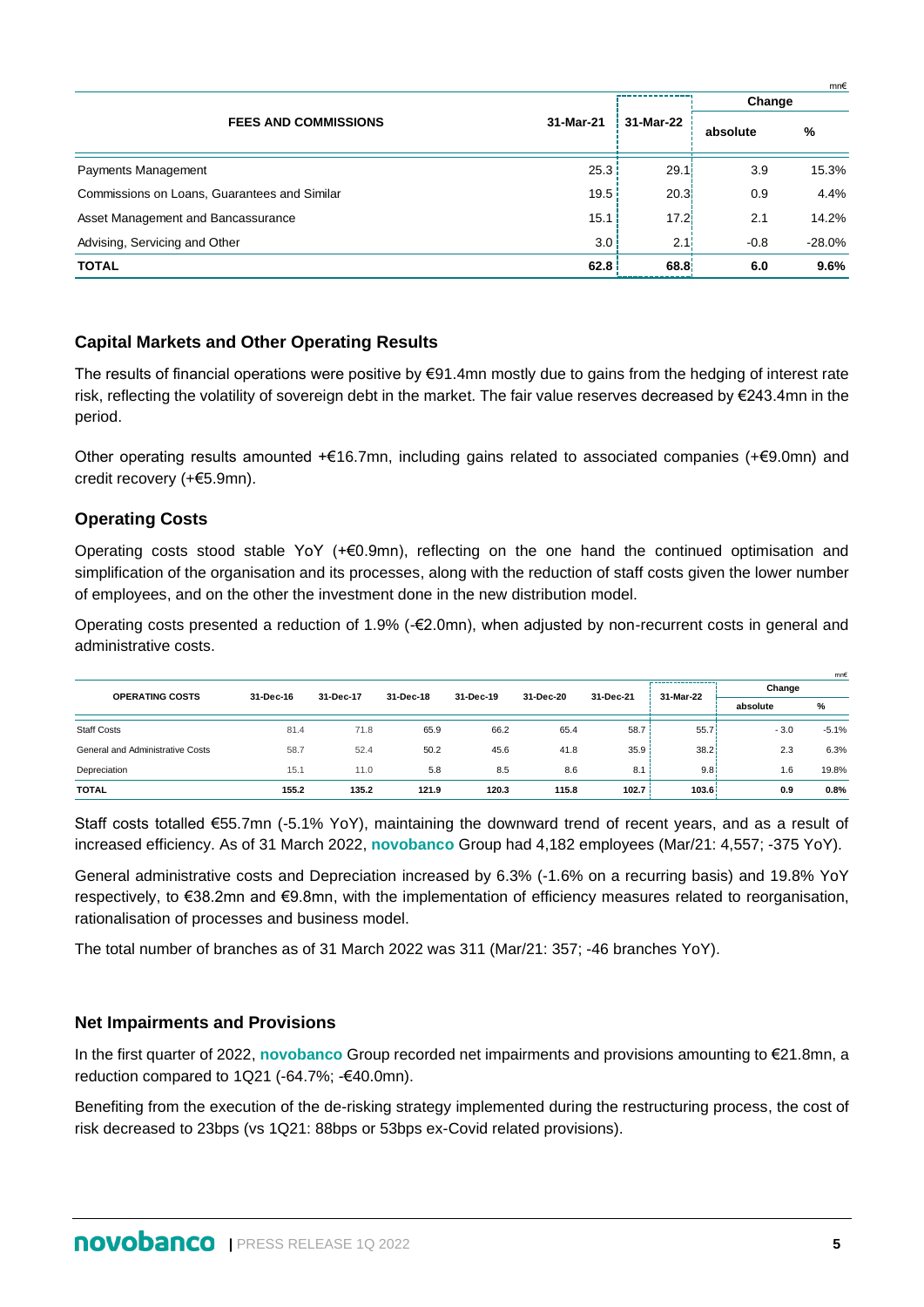mn€

| FEES AND COMMISSIONS | 31-Mar-21 | 31-Mar-22 | Change | |
|---|---|---|---|---|
| | | | absolute | % |
| Payments Management | 25.3 | 29.1 | 3.9 | 15.3% |
| Commissions on Loans, Guarantees and Similar | 19.5 | 20.3 | 0.9 | 4.4% |
| Asset Management and Bancassurance | 15.1 | 17.2 | 2.1 | 14.2% |
| Advising, Servicing and Other | 3.0 | 2.1 | -0.8 | -28.0% |
| **TOTAL** | **62.8** | **68.8** | **6.0** | **9.6%** |

## Capital Markets and Other Operating Results

The results of financial operations were positive by €91.4mn mostly due to gains from the hedging of interest rate risk, reflecting the volatility of sovereign debt in the market. The fair value reserves decreased by €243.4mn in the period.

Other operating results amounted +€16.7mn, including gains related to associated companies (+€9.0mn) and credit recovery (+€5.9mn).

## Operating Costs

Operating costs stood stable YoY (+€0.9mn), reflecting on the one hand the continued optimisation and simplification of the organisation and its processes, along with the reduction of staff costs given the lower number of employees, and on the other the investment done in the new distribution model.

Operating costs presented a reduction of 1.9% (-€2.0mn), when adjusted by non-recurrent costs in general and administrative costs.

mn€

| OPERATING COSTS | 31-Dec-16 | 31-Dec-17 | 31-Dec-18 | 31-Dec-19 | 31-Dec-20 | 31-Dec-21 | 31-Mar-22 | Change | |
|---|---|---|---|---|---|---|---|---|---|
| | | | | | | | | absolute | % |
| Staff Costs | 81.4 | 71.8 | 65.9 | 66.2 | 65.4 | 58.7 | 55.7 | - 3.0 | -5.1% |
| General and Administrative Costs | 58.7 | 52.4 | 50.2 | 45.6 | 41.8 | 35.9 | 38.2 | 2.3 | 6.3% |
| Depreciation | 15.1 | 11.0 | 5.8 | 8.5 | 8.6 | 8.1 | 9.8 | 1.6 | 19.8% |
| **TOTAL** | **155.2** | **135.2** | **121.9** | **120.3** | **115.8** | **102.7** | **103.6** | **0.9** | **0.8%** |

Staff costs totalled €55.7mn (-5.1% YoY), maintaining the downward trend of recent years, and as a result of increased efficiency. As of 31 March 2022, **novobanco** Group had 4,182 employees (Mar/21: 4,557; -375 YoY).

General administrative costs and Depreciation increased by 6.3% (-1.6% on a recurring basis) and 19.8% YoY respectively, to €38.2mn and €9.8mn, with the implementation of efficiency measures related to reorganisation, rationalisation of processes and business model.

The total number of branches as of 31 March 2022 was 311 (Mar/21: 357; -46 branches YoY).

## Net Impairments and Provisions

In the first quarter of 2022, **novobanco** Group recorded net impairments and provisions amounting to €21.8mn, a reduction compared to 1Q21 (-64.7%; -€40.0mn).

Benefiting from the execution of the de-risking strategy implemented during the restructuring process, the cost of risk decreased to 23bps (vs 1Q21: 88bps or 53bps ex-Covid related provisions).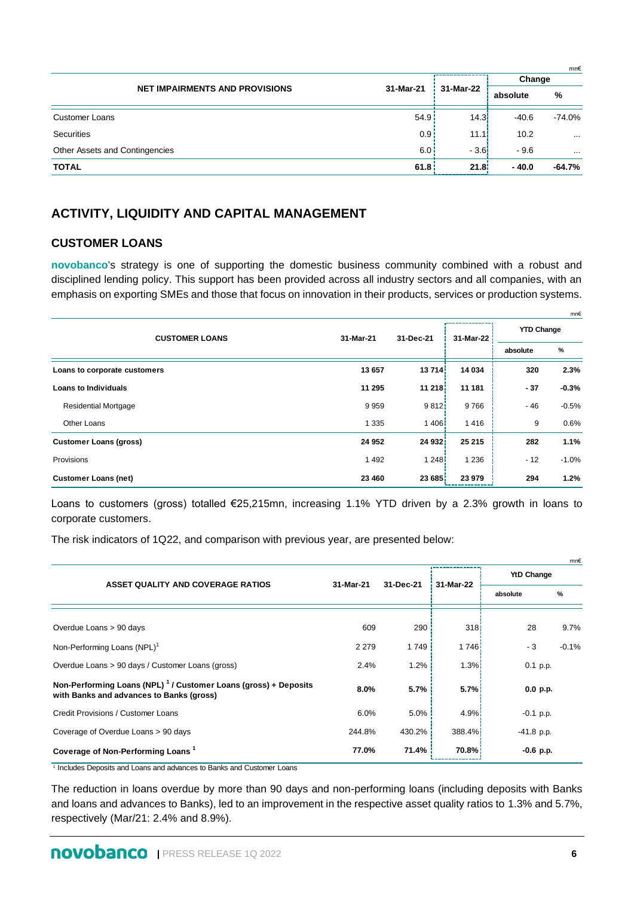mn€

| NET IMPAIRMENTS AND PROVISIONS | 31-Mar-21 | 31-Mar-22 | Change | |
|---|---|---|---|---|
| | | | absolute | % |
| Customer Loans | 54.9 | 14.3 | -40.6 | -74.0% |
| Securities | 0.9 | 11.1 | 10.2 | ... |
| Other Assets and Contingencies | 6.0 | - 3.6 | - 9.6 | ... |
| **TOTAL** | **61.8** | **21.8** | **- 40.0** | **-64.7%** |

## ACTIVITY, LIQUIDITY AND CAPITAL MANAGEMENT

### CUSTOMER LOANS

**novobanco**'s strategy is one of supporting the domestic business community combined with a robust and disciplined lending policy. This support has been provided across all industry sectors and all companies, with an emphasis on exporting SMEs and those that focus on innovation in their products, services or production systems.

mn€

| CUSTOMER LOANS | 31-Mar-21 | 31-Dec-21 | 31-Mar-22 | YTD Change | |
|---|---|---|---|---|---|
| | | | | absolute | % |
| **Loans to corporate customers** | **13 657** | **13 714** | **14 034** | **320** | **2.3%** |
| **Loans to Individuals** | **11 295** | **11 218** | **11 181** | **- 37** | **-0.3%** |
| Residential Mortgage | 9 959 | 9 812 | 9 766 | - 46 | -0.5% |
| Other Loans | 1 335 | 1 406 | 1 416 | 9 | 0.6% |
| **Customer Loans (gross)** | **24 952** | **24 932** | **25 215** | **282** | **1.1%** |
| Provisions | 1 492 | 1 248 | 1 236 | - 12 | -1.0% |
| **Customer Loans (net)** | **23 460** | **23 685** | **23 979** | **294** | **1.2%** |

Loans to customers (gross) totalled €25,215mn, increasing 1.1% YTD driven by a 2.3% growth in loans to corporate customers.

The risk indicators of 1Q22, and comparison with previous year, are presented below:

mn€

| ASSET QUALITY AND COVERAGE RATIOS | 31-Mar-21 | 31-Dec-21 | 31-Mar-22 | YtD Change | |
|---|---|---|---|---|---|
| | | | | absolute | % |
| Overdue Loans > 90 days | 609 | 290 | 318 | 28 | 9.7% |
| Non-Performing Loans (NPL)[1] | 2 279 | 1 749 | 1 746 | - 3 | -0.1% |
| Overdue Loans > 90 days / Customer Loans (gross) | 2.4% | 1.2% | 1.3% | 0.1 p.p. | |
| **Non-Performing Loans (NPL) [1] / Customer Loans (gross) + Deposits with Banks and advances to Banks (gross)** | **8.0%** | **5.7%** | **5.7%** | **0.0 p.p.** | |
| Credit Provisions / Customer Loans | 6.0% | 5.0% | 4.9% | -0.1 p.p. | |
| Coverage of Overdue Loans > 90 days | 244.8% | 430.2% | 388.4% | -41.8 p.p. | |
| **Coverage of Non-Performing Loans [1]** | **77.0%** | **71.4%** | **70.8%** | **-0.6 p.p.** | |

[1] Includes Deposits and Loans and advances to Banks and Customer Loans

The reduction in loans overdue by more than 90 days and non-performing loans (including deposits with Banks and loans and advances to Banks), led to an improvement in the respective asset quality ratios to 1.3% and 5.7%, respectively (Mar/21: 2.4% and 8.9%).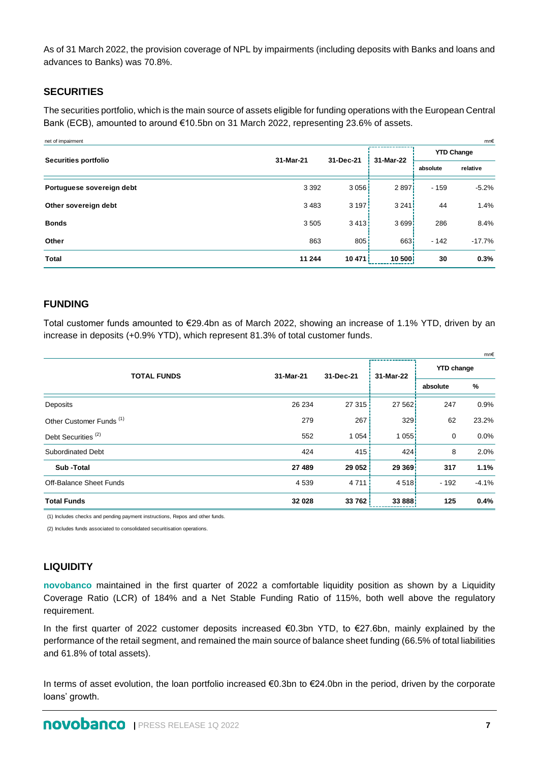As of 31 March 2022, the provision coverage of NPL by impairments (including deposits with Banks and loans and advances to Banks) was 70.8%.

## SECURITIES

The securities portfolio, which is the main source of assets eligible for funding operations with the European Central Bank (ECB), amounted to around €10.5bn on 31 March 2022, representing 23.6% of assets.

net of impairment — mn€

| Securities portfolio | 31-Mar-21 | 31-Dec-21 | 31-Mar-22 | YTD Change | |
|---|---|---|---|---|---|
| | | | | absolute | relative |
| **Portuguese sovereign debt** | 3 392 | 3 056 | 2 897 | - 159 | -5.2% |
| **Other sovereign debt** | 3 483 | 3 197 | 3 241 | 44 | 1.4% |
| **Bonds** | 3 505 | 3 413 | 3 699 | 286 | 8.4% |
| **Other** | 863 | 805 | 663 | - 142 | -17.7% |
| **Total** | **11 244** | **10 471** | **10 500** | **30** | **0.3%** |

## FUNDING

Total customer funds amounted to €29.4bn as of March 2022, showing an increase of 1.1% YTD, driven by an increase in deposits (+0.9% YTD), which represent 81.3% of total customer funds.

mn€

| TOTAL FUNDS | 31-Mar-21 | 31-Dec-21 | 31-Mar-22 | YTD change | |
|---|---|---|---|---|---|
| | | | | absolute | % |
| Deposits | 26 234 | 27 315 | 27 562 | 247 | 0.9% |
| Other Customer Funds (1) | 279 | 267 | 329 | 62 | 23.2% |
| Debt Securities (2) | 552 | 1 054 | 1 055 | 0 | 0.0% |
| Subordinated Debt | 424 | 415 | 424 | 8 | 2.0% |
| **Sub -Total** | **27 489** | **29 052** | **29 369** | **317** | **1.1%** |
| Off-Balance Sheet Funds | 4 539 | 4 711 | 4 518 | - 192 | -4.1% |
| **Total Funds** | **32 028** | **33 762** | **33 888** | **125** | **0.4%** |

(1) Includes checks and pending payment instructions, Repos and other funds.

(2) Includes funds associated to consolidated securitisation operations.

## LIQUIDITY

**novobanco** maintained in the first quarter of 2022 a comfortable liquidity position as shown by a Liquidity Coverage Ratio (LCR) of 184% and a Net Stable Funding Ratio of 115%, both well above the regulatory requirement.

In the first quarter of 2022 customer deposits increased €0.3bn YTD, to €27.6bn, mainly explained by the performance of the retail segment, and remained the main source of balance sheet funding (66.5% of total liabilities and 61.8% of total assets).

In terms of asset evolution, the loan portfolio increased €0.3bn to €24.0bn in the period, driven by the corporate loans' growth.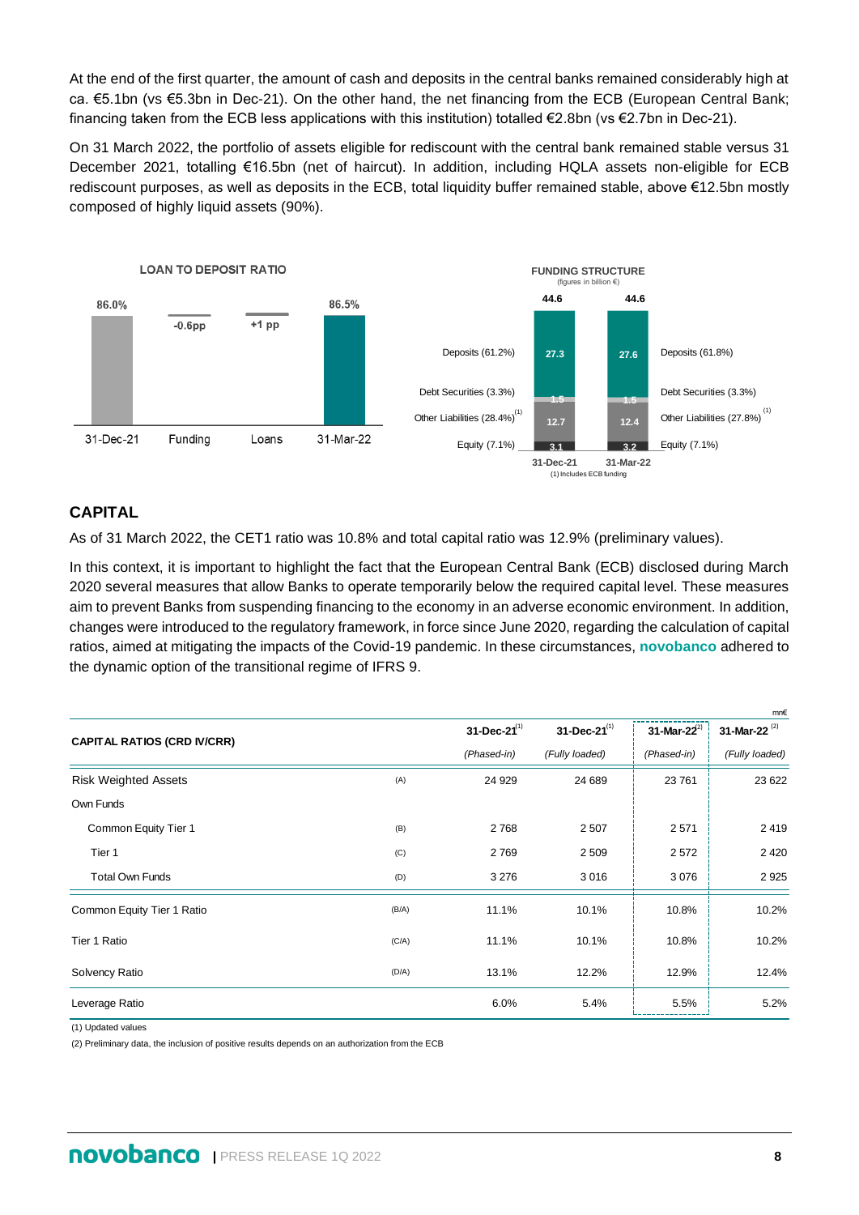At the end of the first quarter, the amount of cash and deposits in the central banks remained considerably high at ca. €5.1bn (vs €5.3bn in Dec-21). On the other hand, the net financing from the ECB (European Central Bank; financing taken from the ECB less applications with this institution) totalled €2.8bn (vs €2.7bn in Dec-21).

On 31 March 2022, the portfolio of assets eligible for rediscount with the central bank remained stable versus 31 December 2021, totalling €16.5bn (net of haircut). In addition, including HQLA assets non-eligible for ECB rediscount purposes, as well as deposits in the ECB, total liquidity buffer remained stable, above €12.5bn mostly composed of highly liquid assets (90%).

**LOAN TO DEPOSIT RATIO**

| 31-Dec-21 | Funding | Loans | 31-Mar-22 |
|---|---|---|---|
| 86.0% | -0.6pp | +1 pp | 86.5% |

**FUNDING STRUCTURE**
(figures in billion €)

| | 31-Dec-21 | | 31-Mar-22 |
|---|---|---|---|
| Total | 44.6 | | 44.6 |
| Deposits | 27.3 (61.2%) | Deposits | 27.6 (61.8%) |
| Debt Securities | 1.5 (3.3%) | Debt Securities | 1.5 (3.3%) |
| Other Liabilities[1] | 12.7 (28.4%) | Other Liabilities[1] | 12.4 (27.8%) |
| Equity | 3.1 (7.1%) | Equity | 3.2 (7.1%) |

(1) Includes ECB funding

## CAPITAL

As of 31 March 2022, the CET1 ratio was 10.8% and total capital ratio was 12.9% (preliminary values).

In this context, it is important to highlight the fact that the European Central Bank (ECB) disclosed during March 2020 several measures that allow Banks to operate temporarily below the required capital level. These measures aim to prevent Banks from suspending financing to the economy in an adverse economic environment. In addition, changes were introduced to the regulatory framework, in force since June 2020, regarding the calculation of capital ratios, aimed at mitigating the impacts of the Covid-19 pandemic. In these circumstances, **novobanco** adhered to the dynamic option of the transitional regime of IFRS 9.

mn€

| CAPITAL RATIOS (CRD IV/CRR) | | 31-Dec-21[1] *(Phased-in)* | 31-Dec-21[1] *(Fully loaded)* | 31-Mar-22[2] *(Phased-in)* | 31-Mar-22[2] *(Fully loaded)* |
|---|---|---|---|---|---|
| Risk Weighted Assets | (A) | 24 929 | 24 689 | 23 761 | 23 622 |
| Own Funds | | | | | |
| Common Equity Tier 1 | (B) | 2 768 | 2 507 | 2 571 | 2 419 |
| Tier 1 | (C) | 2 769 | 2 509 | 2 572 | 2 420 |
| Total Own Funds | (D) | 3 276 | 3 016 | 3 076 | 2 925 |
| Common Equity Tier 1 Ratio | (B/A) | 11.1% | 10.1% | 10.8% | 10.2% |
| Tier 1 Ratio | (C/A) | 11.1% | 10.1% | 10.8% | 10.2% |
| Solvency Ratio | (D/A) | 13.1% | 12.2% | 12.9% | 12.4% |
| Leverage Ratio | | 6.0% | 5.4% | 5.5% | 5.2% |

(1) Updated values

(2) Preliminary data, the inclusion of positive results depends on an authorization from the ECB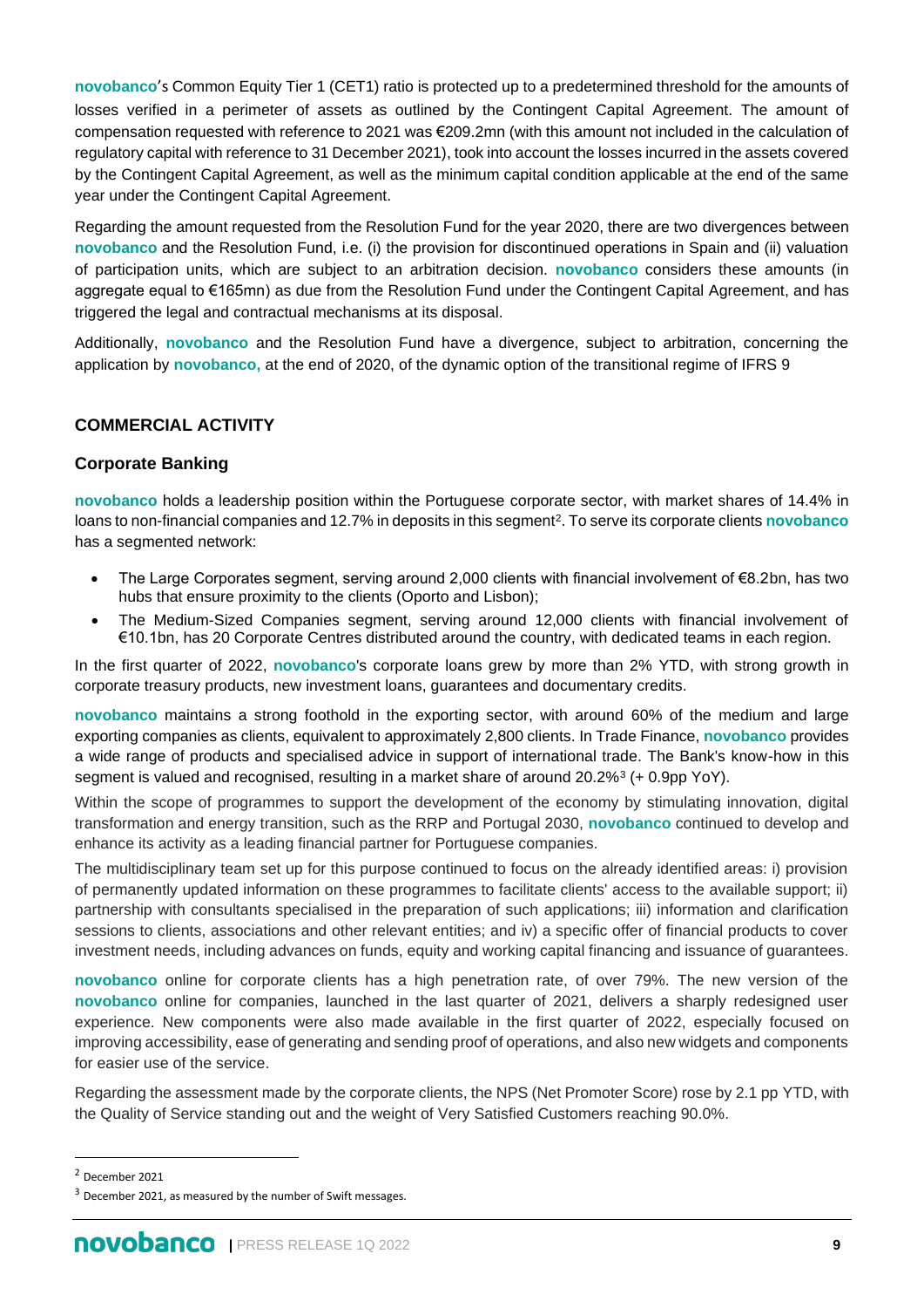**novobanco**'s Common Equity Tier 1 (CET1) ratio is protected up to a predetermined threshold for the amounts of losses verified in a perimeter of assets as outlined by the Contingent Capital Agreement. The amount of compensation requested with reference to 2021 was €209.2mn (with this amount not included in the calculation of regulatory capital with reference to 31 December 2021), took into account the losses incurred in the assets covered by the Contingent Capital Agreement, as well as the minimum capital condition applicable at the end of the same year under the Contingent Capital Agreement.

Regarding the amount requested from the Resolution Fund for the year 2020, there are two divergences between **novobanco** and the Resolution Fund, i.e. (i) the provision for discontinued operations in Spain and (ii) valuation of participation units, which are subject to an arbitration decision. **novobanco** considers these amounts (in aggregate equal to €165mn) as due from the Resolution Fund under the Contingent Capital Agreement, and has triggered the legal and contractual mechanisms at its disposal.

Additionally, **novobanco** and the Resolution Fund have a divergence, subject to arbitration, concerning the application by **novobanco,** at the end of 2020, of the dynamic option of the transitional regime of IFRS 9

## COMMERCIAL ACTIVITY

### Corporate Banking

**novobanco** holds a leadership position within the Portuguese corporate sector, with market shares of 14.4% in loans to non-financial companies and 12.7% in deposits in this segment[2]. To serve its corporate clients **novobanco** has a segmented network:

- The Large Corporates segment, serving around 2,000 clients with financial involvement of €8.2bn, has two hubs that ensure proximity to the clients (Oporto and Lisbon);
- The Medium-Sized Companies segment, serving around 12,000 clients with financial involvement of €10.1bn, has 20 Corporate Centres distributed around the country, with dedicated teams in each region.

In the first quarter of 2022, **novobanco**'s corporate loans grew by more than 2% YTD, with strong growth in corporate treasury products, new investment loans, guarantees and documentary credits.

**novobanco** maintains a strong foothold in the exporting sector, with around 60% of the medium and large exporting companies as clients, equivalent to approximately 2,800 clients. In Trade Finance, **novobanco** provides a wide range of products and specialised advice in support of international trade. The Bank's know-how in this segment is valued and recognised, resulting in a market share of around 20.2%[3] (+ 0.9pp YoY).

Within the scope of programmes to support the development of the economy by stimulating innovation, digital transformation and energy transition, such as the RRP and Portugal 2030, **novobanco** continued to develop and enhance its activity as a leading financial partner for Portuguese companies.

The multidisciplinary team set up for this purpose continued to focus on the already identified areas: i) provision of permanently updated information on these programmes to facilitate clients' access to the available support; ii) partnership with consultants specialised in the preparation of such applications; iii) information and clarification sessions to clients, associations and other relevant entities; and iv) a specific offer of financial products to cover investment needs, including advances on funds, equity and working capital financing and issuance of guarantees.

**novobanco** online for corporate clients has a high penetration rate, of over 79%. The new version of the **novobanco** online for companies, launched in the last quarter of 2021, delivers a sharply redesigned user experience. New components were also made available in the first quarter of 2022, especially focused on improving accessibility, ease of generating and sending proof of operations, and also new widgets and components for easier use of the service.

Regarding the assessment made by the corporate clients, the NPS (Net Promoter Score) rose by 2.1 pp YTD, with the Quality of Service standing out and the weight of Very Satisfied Customers reaching 90.0%.

---

[2] December 2021

[3] December 2021, as measured by the number of Swift messages.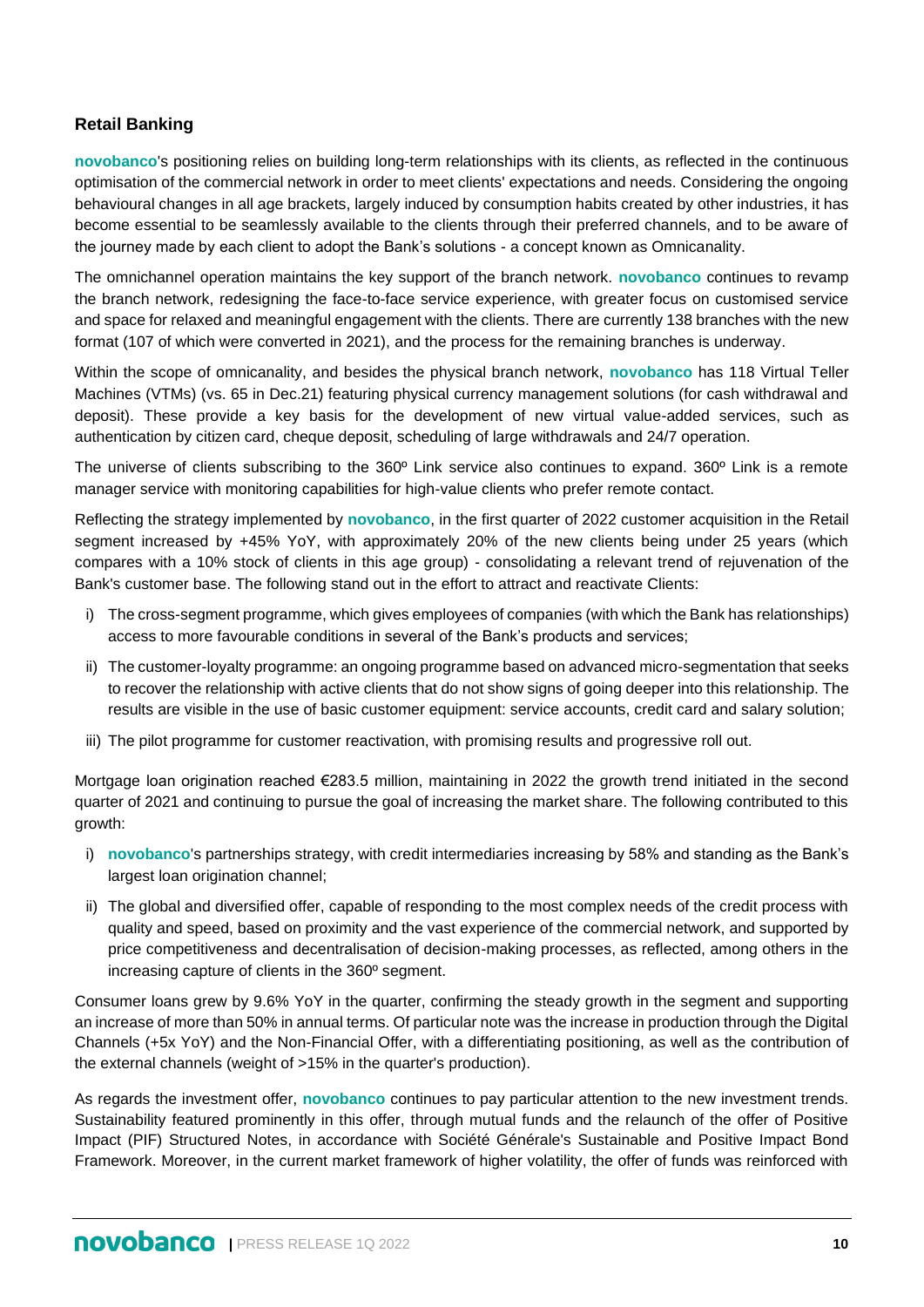## Retail Banking

**novobanco**'s positioning relies on building long-term relationships with its clients, as reflected in the continuous optimisation of the commercial network in order to meet clients' expectations and needs. Considering the ongoing behavioural changes in all age brackets, largely induced by consumption habits created by other industries, it has become essential to be seamlessly available to the clients through their preferred channels, and to be aware of the journey made by each client to adopt the Bank's solutions - a concept known as Omnicanality.

The omnichannel operation maintains the key support of the branch network. **novobanco** continues to revamp the branch network, redesigning the face-to-face service experience, with greater focus on customised service and space for relaxed and meaningful engagement with the clients. There are currently 138 branches with the new format (107 of which were converted in 2021), and the process for the remaining branches is underway.

Within the scope of omnicanality, and besides the physical branch network, **novobanco** has 118 Virtual Teller Machines (VTMs) (vs. 65 in Dec.21) featuring physical currency management solutions (for cash withdrawal and deposit). These provide a key basis for the development of new virtual value-added services, such as authentication by citizen card, cheque deposit, scheduling of large withdrawals and 24/7 operation.

The universe of clients subscribing to the 360º Link service also continues to expand. 360º Link is a remote manager service with monitoring capabilities for high-value clients who prefer remote contact.

Reflecting the strategy implemented by **novobanco**, in the first quarter of 2022 customer acquisition in the Retail segment increased by +45% YoY, with approximately 20% of the new clients being under 25 years (which compares with a 10% stock of clients in this age group) - consolidating a relevant trend of rejuvenation of the Bank's customer base. The following stand out in the effort to attract and reactivate Clients:

i) The cross-segment programme, which gives employees of companies (with which the Bank has relationships) access to more favourable conditions in several of the Bank's products and services;

ii) The customer-loyalty programme: an ongoing programme based on advanced micro-segmentation that seeks to recover the relationship with active clients that do not show signs of going deeper into this relationship. The results are visible in the use of basic customer equipment: service accounts, credit card and salary solution;

iii) The pilot programme for customer reactivation, with promising results and progressive roll out.

Mortgage loan origination reached €283.5 million, maintaining in 2022 the growth trend initiated in the second quarter of 2021 and continuing to pursue the goal of increasing the market share. The following contributed to this growth:

i) **novobanco**'s partnerships strategy, with credit intermediaries increasing by 58% and standing as the Bank's largest loan origination channel;

ii) The global and diversified offer, capable of responding to the most complex needs of the credit process with quality and speed, based on proximity and the vast experience of the commercial network, and supported by price competitiveness and decentralisation of decision-making processes, as reflected, among others in the increasing capture of clients in the 360º segment.

Consumer loans grew by 9.6% YoY in the quarter, confirming the steady growth in the segment and supporting an increase of more than 50% in annual terms. Of particular note was the increase in production through the Digital Channels (+5x YoY) and the Non-Financial Offer, with a differentiating positioning, as well as the contribution of the external channels (weight of >15% in the quarter's production).

As regards the investment offer, **novobanco** continues to pay particular attention to the new investment trends. Sustainability featured prominently in this offer, through mutual funds and the relaunch of the offer of Positive Impact (PIF) Structured Notes, in accordance with Société Générale's Sustainable and Positive Impact Bond Framework. Moreover, in the current market framework of higher volatility, the offer of funds was reinforced with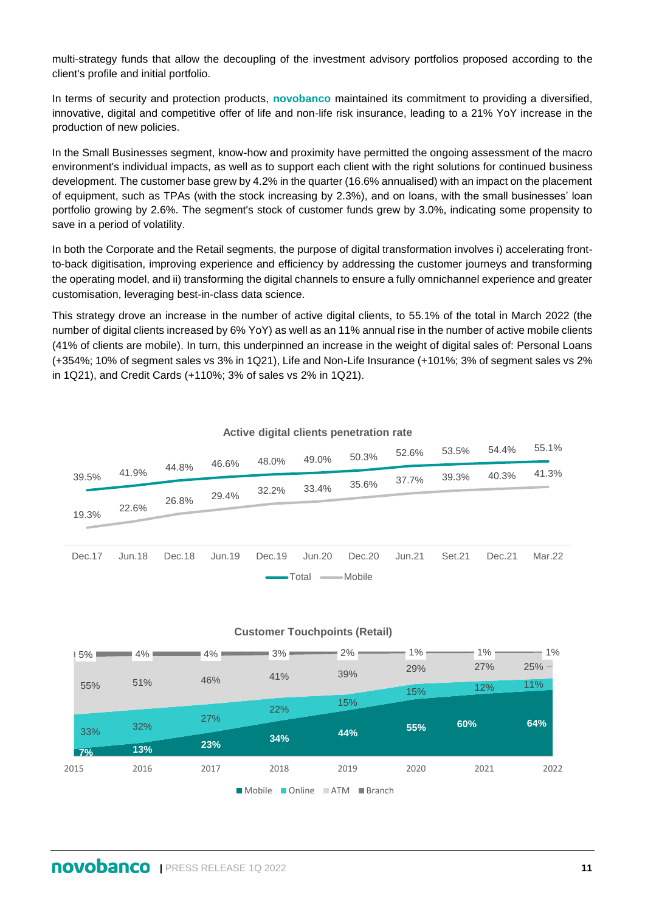multi-strategy funds that allow the decoupling of the investment advisory portfolios proposed according to the client's profile and initial portfolio.

In terms of security and protection products, **novobanco** maintained its commitment to providing a diversified, innovative, digital and competitive offer of life and non-life risk insurance, leading to a 21% YoY increase in the production of new policies.

In the Small Businesses segment, know-how and proximity have permitted the ongoing assessment of the macro environment's individual impacts, as well as to support each client with the right solutions for continued business development. The customer base grew by 4.2% in the quarter (16.6% annualised) with an impact on the placement of equipment, such as TPAs (with the stock increasing by 2.3%), and on loans, with the small businesses' loan portfolio growing by 2.6%. The segment's stock of customer funds grew by 3.0%, indicating some propensity to save in a period of volatility.

In both the Corporate and the Retail segments, the purpose of digital transformation involves i) accelerating front-to-back digitisation, improving experience and efficiency by addressing the customer journeys and transforming the operating model, and ii) transforming the digital channels to ensure a fully omnichannel experience and greater customisation, leveraging best-in-class data science.

This strategy drove an increase in the number of active digital clients, to 55.1% of the total in March 2022 (the number of digital clients increased by 6% YoY) as well as an 11% annual rise in the number of active mobile clients (41% of clients are mobile). In turn, this underpinned an increase in the weight of digital sales of: Personal Loans (+354%; 10% of segment sales vs 3% in 1Q21), Life and Non-Life Insurance (+101%; 3% of segment sales vs 2% in 1Q21), and Credit Cards (+110%; 3% of sales vs 2% in 1Q21).

**Active digital clients penetration rate**

| | Dec.17 | Jun.18 | Dec.18 | Jun.19 | Dec.19 | Jun.20 | Dec.20 | Jun.21 | Set.21 | Dec.21 | Mar.22 |
|---|---|---|---|---|---|---|---|---|---|---|---|
| Total | 39.5% | 41.9% | 44.8% | 46.6% | 48.0% | 49.0% | 50.3% | 52.6% | 53.5% | 54.4% | 55.1% |
| Mobile | 19.3% | 22.6% | 26.8% | 29.4% | 32.2% | 33.4% | 35.6% | 37.7% | 39.3% | 40.3% | 41.3% |

**Customer Touchpoints (Retail)**

| | 2015 | 2016 | 2017 | 2018 | 2019 | 2020 | 2021 | 2022 |
|---|---|---|---|---|---|---|---|---|
| Mobile | 7% | 13% | 23% | 34% | 44% | 55% | 60% | 64% |
| Online | 33% | 32% | 27% | 22% | 15% | 15% | 12% | 11% |
| ATM | 55% | 51% | 46% | 41% | 39% | 29% | 27% | 25% |
| Branch | 5% | 4% | 4% | 3% | 2% | 1% | 1% | 1% |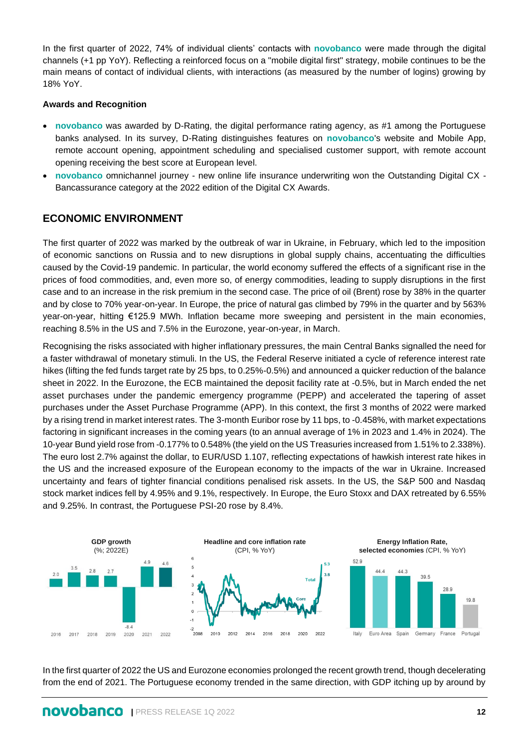In the first quarter of 2022, 74% of individual clients' contacts with **novobanco** were made through the digital channels (+1 pp YoY). Reflecting a reinforced focus on a "mobile digital first" strategy, mobile continues to be the main means of contact of individual clients, with interactions (as measured by the number of logins) growing by 18% YoY.

**Awards and Recognition**

- **novobanco** was awarded by D-Rating, the digital performance rating agency, as #1 among the Portuguese banks analysed. In its survey, D-Rating distinguishes features on **novobanco**'s website and Mobile App, remote account opening, appointment scheduling and specialised customer support, with remote account opening receiving the best score at European level.
- **novobanco** omnichannel journey - new online life insurance underwriting won the Outstanding Digital CX - Bancassurance category at the 2022 edition of the Digital CX Awards.

## ECONOMIC ENVIRONMENT

The first quarter of 2022 was marked by the outbreak of war in Ukraine, in February, which led to the imposition of economic sanctions on Russia and to new disruptions in global supply chains, accentuating the difficulties caused by the Covid-19 pandemic. In particular, the world economy suffered the effects of a significant rise in the prices of food commodities, and, even more so, of energy commodities, leading to supply disruptions in the first case and to an increase in the risk premium in the second case. The price of oil (Brent) rose by 38% in the quarter and by close to 70% year-on-year. In Europe, the price of natural gas climbed by 79% in the quarter and by 563% year-on-year, hitting €125.9 MWh. Inflation became more sweeping and persistent in the main economies, reaching 8.5% in the US and 7.5% in the Eurozone, year-on-year, in March.

Recognising the risks associated with higher inflationary pressures, the main Central Banks signalled the need for a faster withdrawal of monetary stimuli. In the US, the Federal Reserve initiated a cycle of reference interest rate hikes (lifting the fed funds target rate by 25 bps, to 0.25%-0.5%) and announced a quicker reduction of the balance sheet in 2022. In the Eurozone, the ECB maintained the deposit facility rate at -0.5%, but in March ended the net asset purchases under the pandemic emergency programme (PEPP) and accelerated the tapering of asset purchases under the Asset Purchase Programme (APP). In this context, the first 3 months of 2022 were marked by a rising trend in market interest rates. The 3-month Euribor rose by 11 bps, to -0.458%, with market expectations factoring in significant increases in the coming years (to an annual average of 1% in 2023 and 1.4% in 2024). The 10-year Bund yield rose from -0.177% to 0.548% (the yield on the US Treasuries increased from 1.51% to 2.338%). The euro lost 2.7% against the dollar, to EUR/USD 1.107, reflecting expectations of hawkish interest rate hikes in the US and the increased exposure of the European economy to the impacts of the war in Ukraine. Increased uncertainty and fears of tighter financial conditions penalised risk assets. In the US, the S&P 500 and Nasdaq stock market indices fell by 4.95% and 9.1%, respectively. In Europe, the Euro Stoxx and DAX retreated by 6.55% and 9.25%. In contrast, the Portuguese PSI-20 rose by 8.4%.

**GDP growth** (%; 2022E)

| 2016 | 2017 | 2018 | 2019 | 2020 | 2021 | 2022 |
|---|---|---|---|---|---|---|
| 2.0 | 3.5 | 2.8 | 2.7 | -8.4 | 4.9 | 4.6 |

**Headline and core inflation rate** (CPI, % YoY)

Total: 5.3; Core: 3.8

**Energy Inflation Rate, selected economies** (CPI, % YoY)

| Italy | Euro Area | Spain | Germany | France | Portugal |
|---|---|---|---|---|---|
| 52.9 | 44.4 | 44.3 | 39.5 | 28.9 | 19.8 |

In the first quarter of 2022 the US and Eurozone economies prolonged the recent growth trend, though decelerating from the end of 2021. The Portuguese economy trended in the same direction, with GDP itching up by around by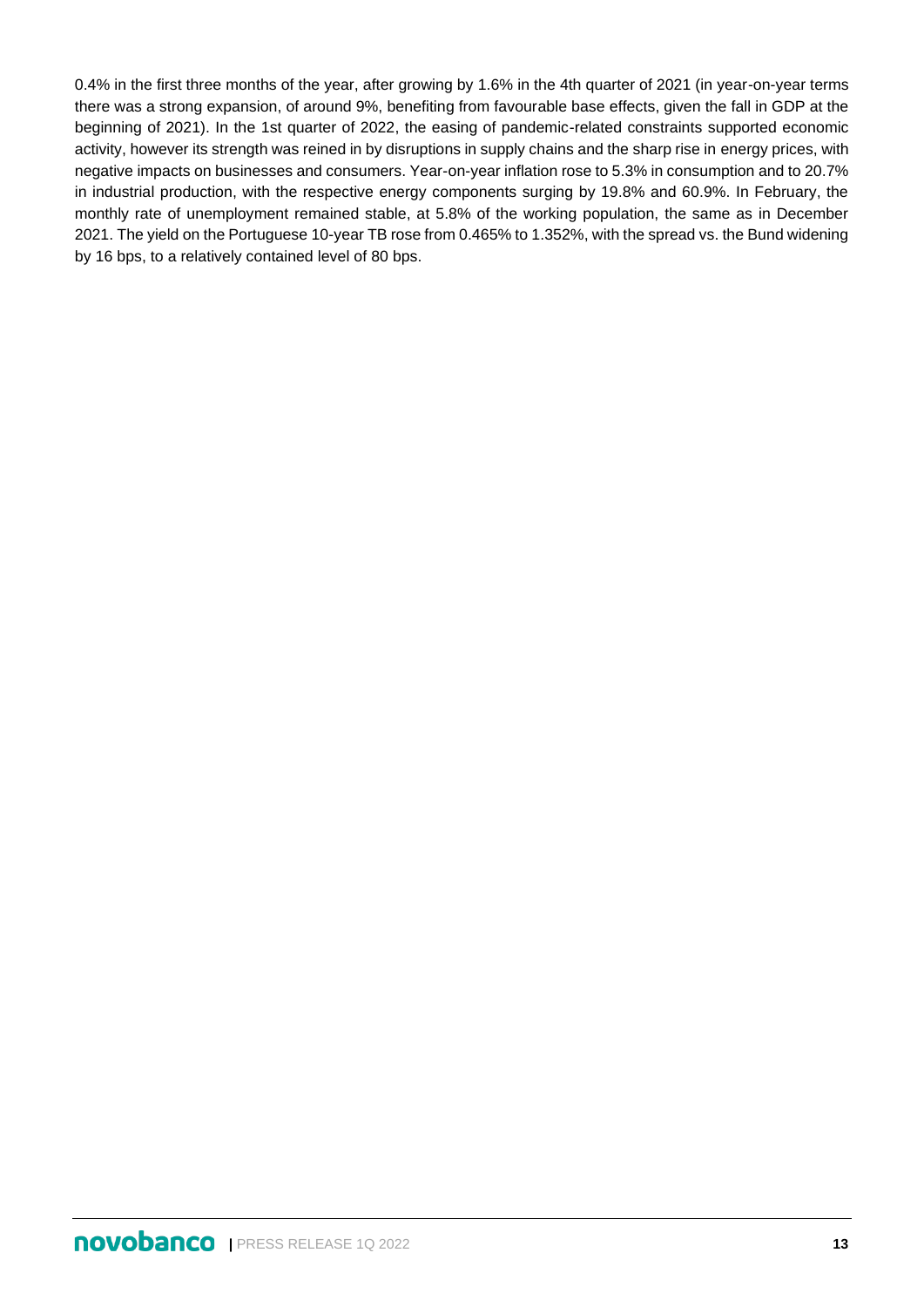0.4% in the first three months of the year, after growing by 1.6% in the 4th quarter of 2021 (in year-on-year terms there was a strong expansion, of around 9%, benefiting from favourable base effects, given the fall in GDP at the beginning of 2021). In the 1st quarter of 2022, the easing of pandemic-related constraints supported economic activity, however its strength was reined in by disruptions in supply chains and the sharp rise in energy prices, with negative impacts on businesses and consumers. Year-on-year inflation rose to 5.3% in consumption and to 20.7% in industrial production, with the respective energy components surging by 19.8% and 60.9%. In February, the monthly rate of unemployment remained stable, at 5.8% of the working population, the same as in December 2021. The yield on the Portuguese 10-year TB rose from 0.465% to 1.352%, with the spread vs. the Bund widening by 16 bps, to a relatively contained level of 80 bps.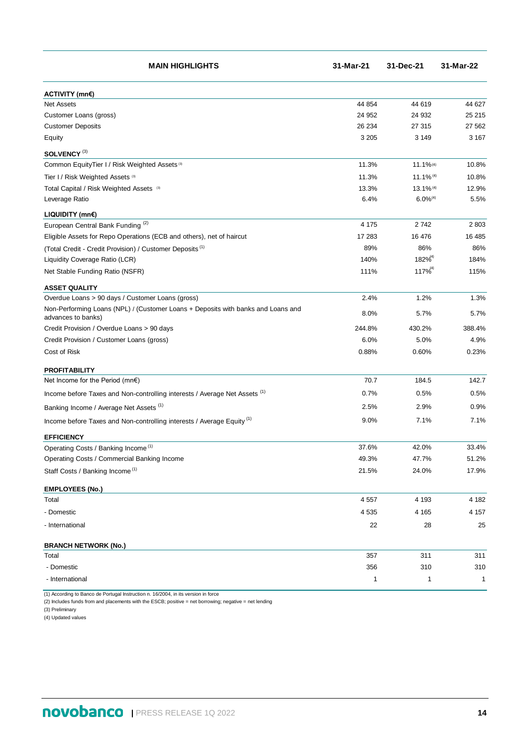| MAIN HIGHLIGHTS | 31-Mar-21 | 31-Dec-21 | 31-Mar-22 |
|---|---|---|---|
| **ACTIVITY (mn€)** | | | |
| Net Assets | 44 854 | 44 619 | 44 627 |
| Customer Loans (gross) | 24 952 | 24 932 | 25 215 |
| Customer Deposits | 26 234 | 27 315 | 27 562 |
| Equity | 3 205 | 3 149 | 3 167 |
| **SOLVENCY** [3] | | | |
| Common EquityTier I / Risk Weighted Assets [3] | 11.3% | 11.1% [4] | 10.8% |
| Tier I / Risk Weighted Assets [3] | 11.3% | 11.1% [4] | 10.8% |
| Total Capital / Risk Weighted Assets [3] | 13.3% | 13.1% [4] | 12.9% |
| Leverage Ratio | 6.4% | 6.0% [4] | 5.5% |
| **LIQUIDITY (mn€)** | | | |
| European Central Bank Funding [2] | 4 175 | 2 742 | 2 803 |
| Eligible Assets for Repo Operations (ECB and others), net of haircut | 17 283 | 16 476 | 16 485 |
| (Total Credit - Credit Provision) / Customer Deposits [1] | 89% | 86% | 86% |
| Liquidity Coverage Ratio (LCR) | 140% | 182% [4] | 184% |
| Net Stable Funding Ratio (NSFR) | 111% | 117% [4] | 115% |
| **ASSET QUALITY** | | | |
| Overdue Loans > 90 days / Customer Loans (gross) | 2.4% | 1.2% | 1.3% |
| Non-Performing Loans (NPL) / (Customer Loans + Deposits with banks and Loans and advances to banks) | 8.0% | 5.7% | 5.7% |
| Credit Provision / Overdue Loans > 90 days | 244.8% | 430.2% | 388.4% |
| Credit Provision / Customer Loans (gross) | 6.0% | 5.0% | 4.9% |
| Cost of Risk | 0.88% | 0.60% | 0.23% |
| **PROFITABILITY** | | | |
| Net Income for the Period (mn€) | 70.7 | 184.5 | 142.7 |
| Income before Taxes and Non-controlling interests / Average Net Assets [1] | 0.7% | 0.5% | 0.5% |
| Banking Income / Average Net Assets [1] | 2.5% | 2.9% | 0.9% |
| Income before Taxes and Non-controlling interests / Average Equity [1] | 9.0% | 7.1% | 7.1% |
| **EFFICIENCY** | | | |
| Operating Costs / Banking Income [1] | 37.6% | 42.0% | 33.4% |
| Operating Costs / Commercial Banking Income | 49.3% | 47.7% | 51.2% |
| Staff Costs / Banking Income [1] | 21.5% | 24.0% | 17.9% |
| **EMPLOYEES (No.)** | | | |
| Total | 4 557 | 4 193 | 4 182 |
| - Domestic | 4 535 | 4 165 | 4 157 |
| - International | 22 | 28 | 25 |
| **BRANCH NETWORK (No.)** | | | |
| Total | 357 | 311 | 311 |
| - Domestic | 356 | 310 | 310 |
| - International | 1 | 1 | 1 |

(1) According to Banco de Portugal Instruction n. 16/2004, in its version in force
(2) Includes funds from and placements with the ESCB; positive = net borrowing; negative = net lending
(3) Preliminary
(4) Updated values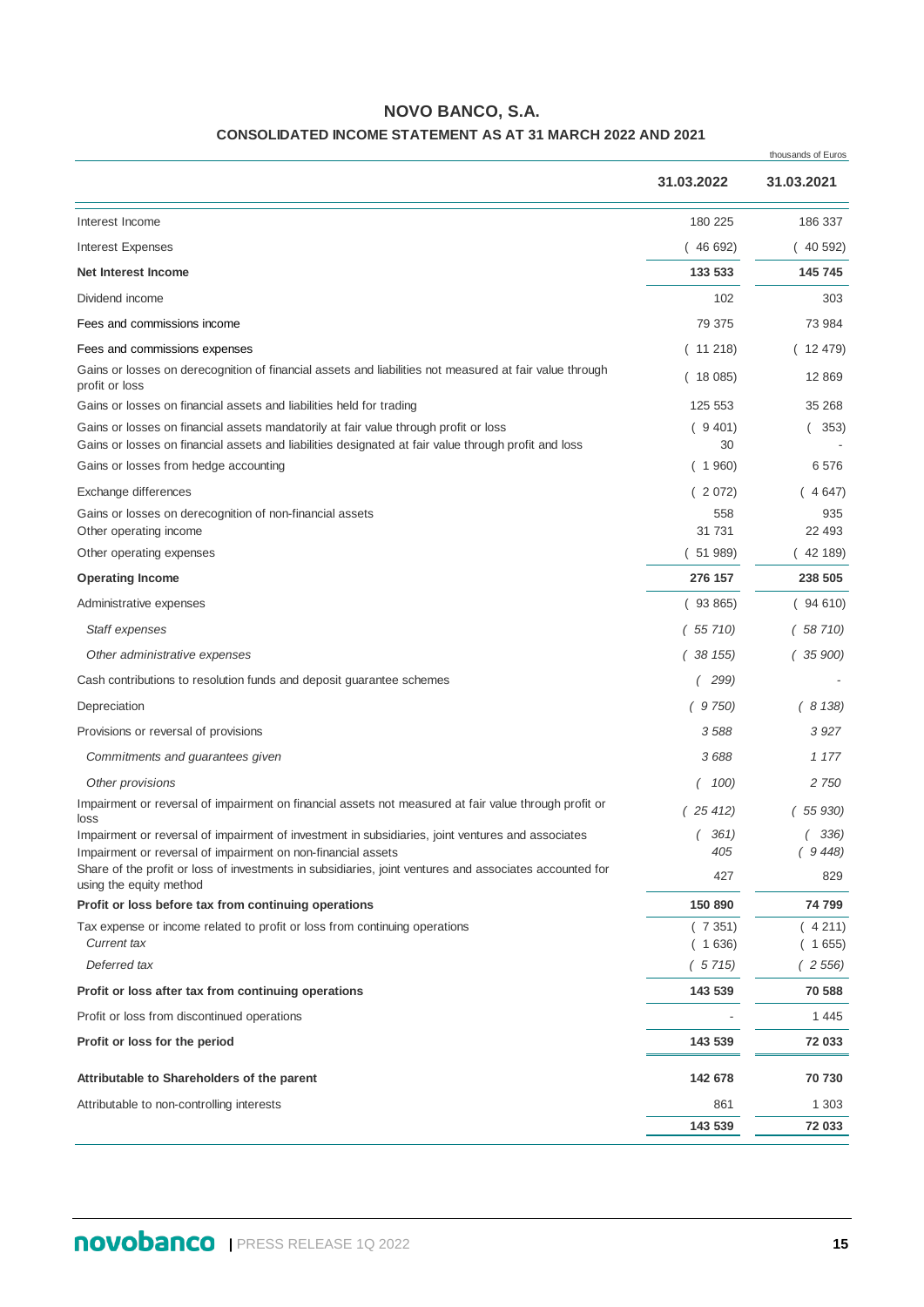# NOVO BANCO, S.A.

## CONSOLIDATED INCOME STATEMENT AS AT 31 MARCH 2022 AND 2021

thousands of Euros

| | 31.03.2022 | 31.03.2021 |
|---|---|---|
| Interest Income | 180 225 | 186 337 |
| Interest Expenses | ( 46 692) | ( 40 592) |
| **Net Interest Income** | **133 533** | **145 745** |
| Dividend income | 102 | 303 |
| Fees and commissions income | 79 375 | 73 984 |
| Fees and commissions expenses | ( 11 218) | ( 12 479) |
| Gains or losses on derecognition of financial assets and liabilities not measured at fair value through profit or loss | ( 18 085) | 12 869 |
| Gains or losses on financial assets and liabilities held for trading | 125 553 | 35 268 |
| Gains or losses on financial assets mandatorily at fair value through profit or loss | ( 9 401) | ( 353) |
| Gains or losses on financial assets and liabilities designated at fair value through profit and loss | 30 | - |
| Gains or losses from hedge accounting | ( 1 960) | 6 576 |
| Exchange differences | ( 2 072) | ( 4 647) |
| Gains or losses on derecognition of non-financial assets | 558 | 935 |
| Other operating income | 31 731 | 22 493 |
| Other operating expenses | ( 51 989) | ( 42 189) |
| **Operating Income** | **276 157** | **238 505** |
| Administrative expenses | ( 93 865) | ( 94 610) |
| *Staff expenses* | *( 55 710)* | *( 58 710)* |
| *Other administrative expenses* | *( 38 155)* | *( 35 900)* |
| Cash contributions to resolution funds and deposit guarantee schemes | ( 299) | - |
| Depreciation | ( 9 750) | ( 8 138) |
| Provisions or reversal of provisions | 3 588 | 3 927 |
| *Commitments and guarantees given* | *3 688* | *1 177* |
| *Other provisions* | *( 100)* | *2 750* |
| Impairment or reversal of impairment on financial assets not measured at fair value through profit or loss | ( 25 412) | ( 55 930) |
| Impairment or reversal of impairment of investment in subsidiaries, joint ventures and associates | ( 361) | ( 336) |
| Impairment or reversal of impairment on non-financial assets | 405 | ( 9 448) |
| Share of the profit or loss of investments in subsidiaries, joint ventures and associates accounted for using the equity method | 427 | 829 |
| **Profit or loss before tax from continuing operations** | **150 890** | **74 799** |
| Tax expense or income related to profit or loss from continuing operations | ( 7 351) | ( 4 211) |
| *Current tax* | ( 1 636) | ( 1 655) |
| *Deferred tax* | *( 5 715)* | *( 2 556)* |
| **Profit or loss after tax from continuing operations** | **143 539** | **70 588** |
| Profit or loss from discontinued operations | - | 1 445 |
| **Profit or loss for the period** | **143 539** | **72 033** |
| **Attributable to Shareholders of the parent** | **142 678** | **70 730** |
| Attributable to non-controlling interests | 861 | 1 303 |
| | **143 539** | **72 033** |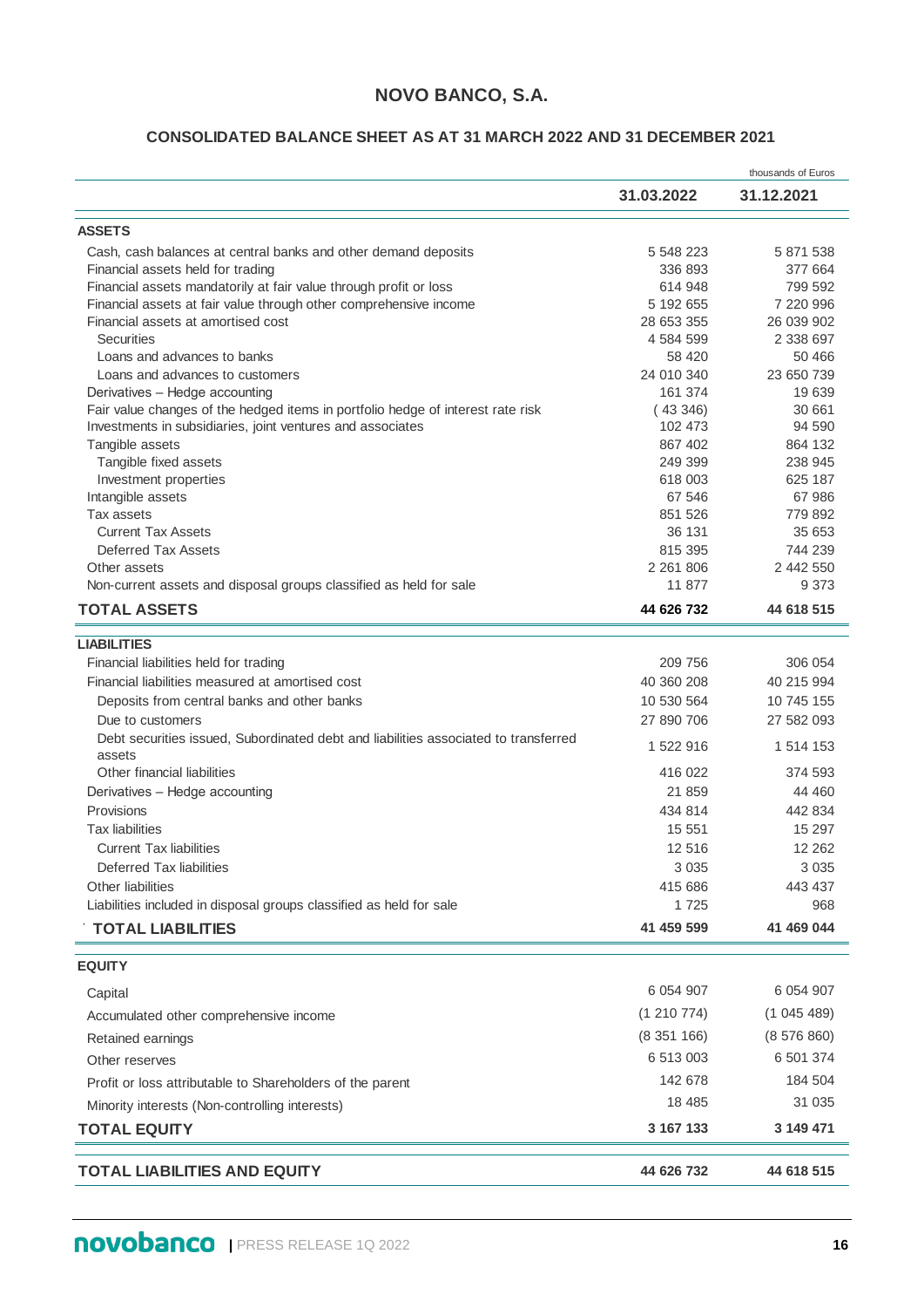# NOVO BANCO, S.A.

## CONSOLIDATED BALANCE SHEET AS AT 31 MARCH 2022 AND 31 DECEMBER 2021

thousands of Euros

| | 31.03.2022 | 31.12.2021 |
|---|---|---|
| **ASSETS** | | |
| Cash, cash balances at central banks and other demand deposits | 5 548 223 | 5 871 538 |
| Financial assets held for trading | 336 893 | 377 664 |
| Financial assets mandatorily at fair value through profit or loss | 614 948 | 799 592 |
| Financial assets at fair value through other comprehensive income | 5 192 655 | 7 220 996 |
| Financial assets at amortised cost | 28 653 355 | 26 039 902 |
| Securities | 4 584 599 | 2 338 697 |
| Loans and advances to banks | 58 420 | 50 466 |
| Loans and advances to customers | 24 010 340 | 23 650 739 |
| Derivatives – Hedge accounting | 161 374 | 19 639 |
| Fair value changes of the hedged items in portfolio hedge of interest rate risk | ( 43 346) | 30 661 |
| Investments in subsidiaries, joint ventures and associates | 102 473 | 94 590 |
| Tangible assets | 867 402 | 864 132 |
| Tangible fixed assets | 249 399 | 238 945 |
| Investment properties | 618 003 | 625 187 |
| Intangible assets | 67 546 | 67 986 |
| Tax assets | 851 526 | 779 892 |
| Current Tax Assets | 36 131 | 35 653 |
| Deferred Tax Assets | 815 395 | 744 239 |
| Other assets | 2 261 806 | 2 442 550 |
| Non-current assets and disposal groups classified as held for sale | 11 877 | 9 373 |
| **TOTAL ASSETS** | **44 626 732** | **44 618 515** |
| **LIABILITIES** | | |
| Financial liabilities held for trading | 209 756 | 306 054 |
| Financial liabilities measured at amortised cost | 40 360 208 | 40 215 994 |
| Deposits from central banks and other banks | 10 530 564 | 10 745 155 |
| Due to customers | 27 890 706 | 27 582 093 |
| Debt securities issued, Subordinated debt and liabilities associated to transferred assets | 1 522 916 | 1 514 153 |
| Other financial liabilities | 416 022 | 374 593 |
| Derivatives – Hedge accounting | 21 859 | 44 460 |
| Provisions | 434 814 | 442 834 |
| Tax liabilities | 15 551 | 15 297 |
| Current Tax liabilities | 12 516 | 12 262 |
| Deferred Tax liabilities | 3 035 | 3 035 |
| Other liabilities | 415 686 | 443 437 |
| Liabilities included in disposal groups classified as held for sale | 1 725 | 968 |
| **TOTAL LIABILITIES** | **41 459 599** | **41 469 044** |
| **EQUITY** | | |
| Capital | 6 054 907 | 6 054 907 |
| Accumulated other comprehensive income | (1 210 774) | (1 045 489) |
| Retained earnings | (8 351 166) | (8 576 860) |
| Other reserves | 6 513 003 | 6 501 374 |
| Profit or loss attributable to Shareholders of the parent | 142 678 | 184 504 |
| Minority interests (Non-controlling interests) | 18 485 | 31 035 |
| **TOTAL EQUITY** | **3 167 133** | **3 149 471** |
| **TOTAL LIABILITIES AND EQUITY** | **44 626 732** | **44 618 515** |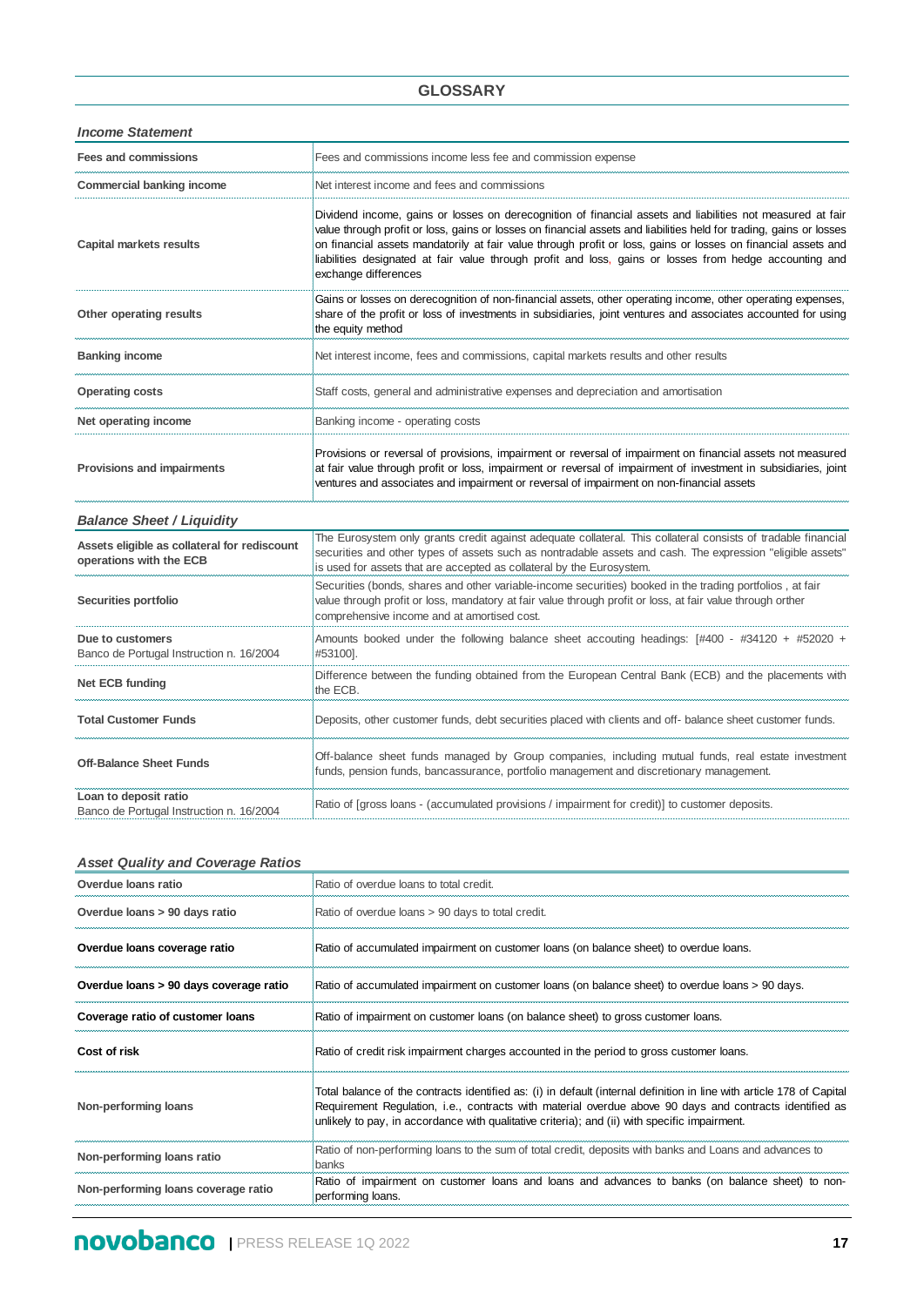## GLOSSARY

### *Income Statement*

| | |
|---|---|
| **Fees and commissions** | Fees and commissions income less fee and commission expense |
| **Commercial banking income** | Net interest income and fees and commissions |
| **Capital markets results** | Dividend income, gains or losses on derecognition of financial assets and liabilities not measured at fair value through profit or loss, gains or losses on financial assets and liabilities held for trading, gains or losses on financial assets mandatorily at fair value through profit or loss, gains or losses on financial assets and liabilities designated at fair value through profit and loss, gains or losses from hedge accounting and exchange differences |
| **Other operating results** | Gains or losses on derecognition of non-financial assets, other operating income, other operating expenses, share of the profit or loss of investments in subsidiaries, joint ventures and associates accounted for using the equity method |
| **Banking income** | Net interest income, fees and commissions, capital markets results and other results |
| **Operating costs** | Staff costs, general and administrative expenses and depreciation and amortisation |
| **Net operating income** | Banking income - operating costs |
| **Provisions and impairments** | Provisions or reversal of provisions, impairment or reversal of impairment on financial assets not measured at fair value through profit or loss, impairment or reversal of impairment of investment in subsidiaries, joint ventures and associates and impairment or reversal of impairment on non-financial assets |

### *Balance Sheet / Liquidity*

| | |
|---|---|
| **Assets eligible as collateral for rediscount operations with the ECB** | The Eurosystem only grants credit against adequate collateral. This collateral consists of tradable financial securities and other types of assets such as nontradable assets and cash. The expression "eligible assets" is used for assets that are accepted as collateral by the Eurosystem. |
| **Securities portfolio** | Securities (bonds, shares and other variable-income securities) booked in the trading portfolios , at fair value through profit or loss, mandatory at fair value through profit or loss, at fair value through orther comprehensive income and at amortised cost. |
| **Due to customers** Banco de Portugal Instruction n. 16/2004 | Amounts booked under the following balance sheet accouting headings: [#400 - #34120 + #52020 + #53100]. |
| **Net ECB funding** | Difference between the funding obtained from the European Central Bank (ECB) and the placements with the ECB. |
| **Total Customer Funds** | Deposits, other customer funds, debt securities placed with clients and off- balance sheet customer funds. |
| **Off-Balance Sheet Funds** | Off-balance sheet funds managed by Group companies, including mutual funds, real estate investment funds, pension funds, bancassurance, portfolio management and discretionary management. |
| **Loan to deposit ratio** Banco de Portugal Instruction n. 16/2004 | Ratio of [gross loans - (accumulated provisions / impairment for credit)] to customer deposits. |

### *Asset Quality and Coverage Ratios*

| | |
|---|---|
| **Overdue loans ratio** | Ratio of overdue loans to total credit. |
| **Overdue loans > 90 days ratio** | Ratio of overdue loans > 90 days to total credit. |
| **Overdue loans coverage ratio** | Ratio of accumulated impairment on customer loans (on balance sheet) to overdue loans. |
| **Overdue loans > 90 days coverage ratio** | Ratio of accumulated impairment on customer loans (on balance sheet) to overdue loans > 90 days. |
| **Coverage ratio of customer loans** | Ratio of impairment on customer loans (on balance sheet) to gross customer loans. |
| **Cost of risk** | Ratio of credit risk impairment charges accounted in the period to gross customer loans. |
| **Non-performing loans** | Total balance of the contracts identified as: (i) in default (internal definition in line with article 178 of Capital Requirement Regulation, i.e., contracts with material overdue above 90 days and contracts identified as unlikely to pay, in accordance with qualitative criteria); and (ii) with specific impairment. |
| **Non-performing loans ratio** | Ratio of non-performing loans to the sum of total credit, deposits with banks and Loans and advances to banks |
| **Non-performing loans coverage ratio** | Ratio of impairment on customer loans and loans and advances to banks (on balance sheet) to non-performing loans. |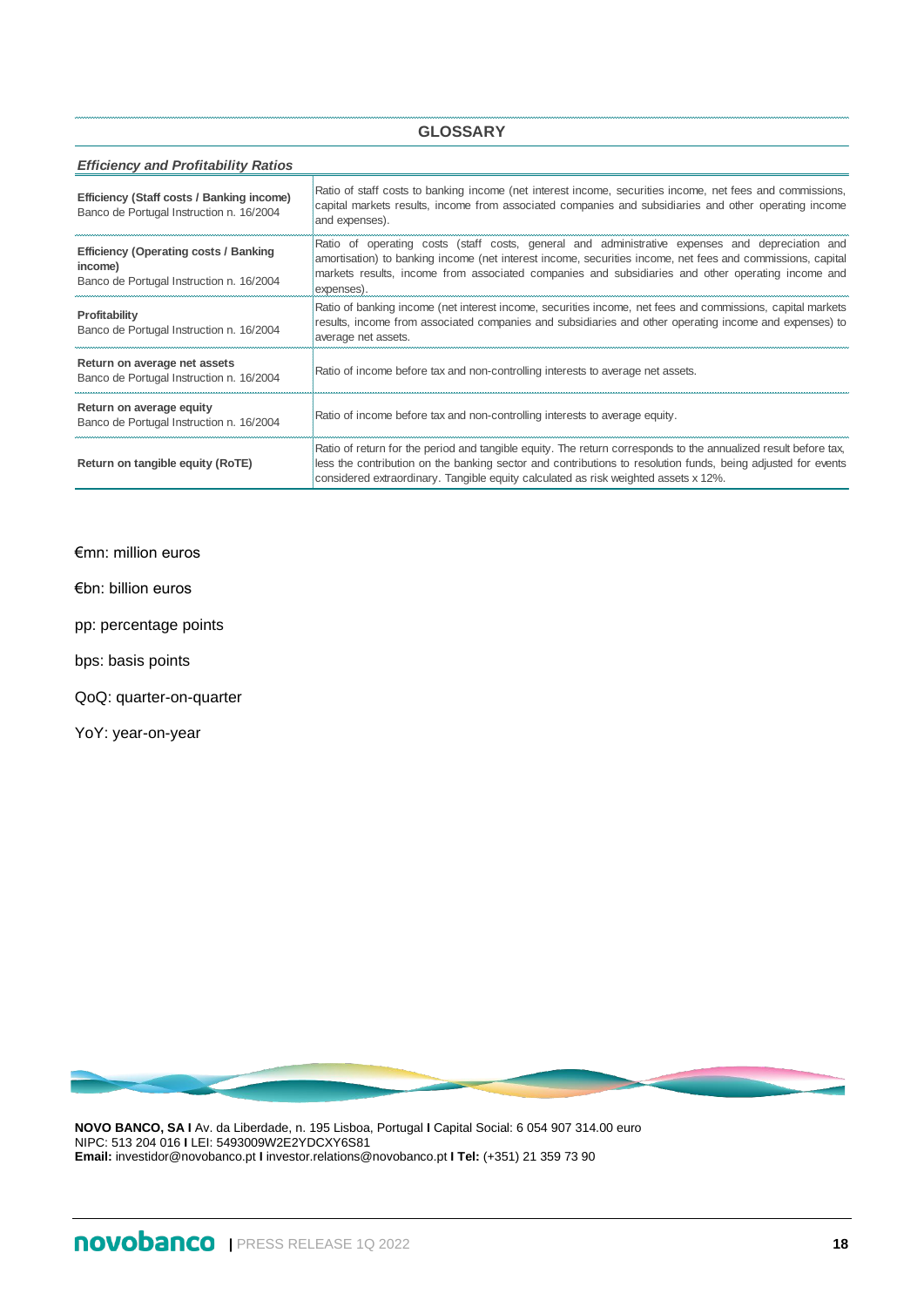## GLOSSARY

### *Efficiency and Profitability Ratios*

| | |
|---|---|
| **Efficiency (Staff costs / Banking income)**<br>Banco de Portugal Instruction n. 16/2004 | Ratio of staff costs to banking income (net interest income, securities income, net fees and commissions, capital markets results, income from associated companies and subsidiaries and other operating income and expenses). |
| **Efficiency (Operating costs / Banking income)**<br>Banco de Portugal Instruction n. 16/2004 | Ratio of operating costs (staff costs, general and administrative expenses and depreciation and amortisation) to banking income (net interest income, securities income, net fees and commissions, capital markets results, income from associated companies and subsidiaries and other operating income and expenses). |
| **Profitability**<br>Banco de Portugal Instruction n. 16/2004 | Ratio of banking income (net interest income, securities income, net fees and commissions, capital markets results, income from associated companies and subsidiaries and other operating income and expenses) to average net assets. |
| **Return on average net assets**<br>Banco de Portugal Instruction n. 16/2004 | Ratio of income before tax and non-controlling interests to average net assets. |
| **Return on average equity**<br>Banco de Portugal Instruction n. 16/2004 | Ratio of income before tax and non-controlling interests to average equity. |
| **Return on tangible equity (RoTE)** | Ratio of return for the period and tangible equity. The return corresponds to the annualized result before tax, less the contribution on the banking sector and contributions to resolution funds, being adjusted for events considered extraordinary. Tangible equity calculated as risk weighted assets x 12%. |

€mn: million euros

€bn: billion euros

pp: percentage points

bps: basis points

QoQ: quarter-on-quarter

YoY: year-on-year

**NOVO BANCO, SA I** Av. da Liberdade, n. 195 Lisboa, Portugal **I** Capital Social: 6 054 907 314.00 euro
NIPC: 513 204 016 **I** LEI: 5493009W2E2YDCXY6S81
**Email:** investidor@novobanco.pt **I** investor.relations@novobanco.pt **I Tel:** (+351) 21 359 73 90